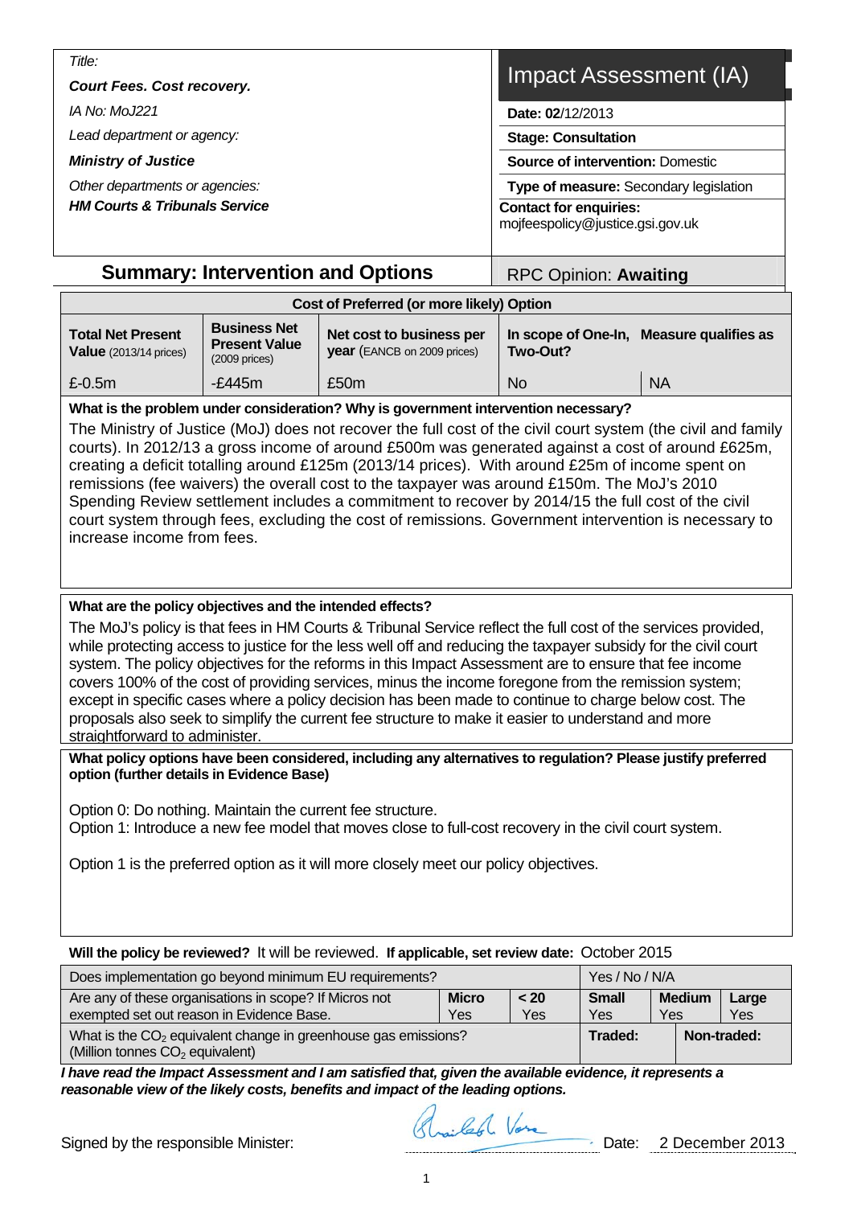*Title:*

***Court Fees. Cost recovery.***

*IA No: MoJ221*

*Lead department or agency:*

***Ministry of Justice***

*Other departments or agencies:*

***HM Courts & Tribunals Service***

# Impact Assessment (IA)

**Date: 02**/12/2013

**Stage: Consultation**

**Source of intervention:** Domestic

**Type of measure:** Secondary legislation

**Contact for enquiries:**
mojfeespolicy@justice.gsi.gov.uk

## Summary: Intervention and Options

RPC Opinion: **Awaiting**

| Cost of Preferred (or more likely) Option | | | | |
|---|---|---|---|---|
| **Total Net Present Value** (2013/14 prices) | **Business Net Present Value** (2009 prices) | **Net cost to business per year** (EANCB on 2009 prices) | **In scope of One-In, Two-Out?** | **Measure qualifies as** |
| £-0.5m | -£445m | £50m | No | NA |

**What is the problem under consideration? Why is government intervention necessary?**

The Ministry of Justice (MoJ) does not recover the full cost of the civil court system (the civil and family courts). In 2012/13 a gross income of around £500m was generated against a cost of around £625m, creating a deficit totalling around £125m (2013/14 prices). With around £25m of income spent on remissions (fee waivers) the overall cost to the taxpayer was around £150m. The MoJ's 2010 Spending Review settlement includes a commitment to recover by 2014/15 the full cost of the civil court system through fees, excluding the cost of remissions. Government intervention is necessary to increase income from fees.

**What are the policy objectives and the intended effects?**

The MoJ's policy is that fees in HM Courts & Tribunal Service reflect the full cost of the services provided, while protecting access to justice for the less well off and reducing the taxpayer subsidy for the civil court system. The policy objectives for the reforms in this Impact Assessment are to ensure that fee income covers 100% of the cost of providing services, minus the income foregone from the remission system; except in specific cases where a policy decision has been made to continue to charge below cost. The proposals also seek to simplify the current fee structure to make it easier to understand and more straightforward to administer.

**What policy options have been considered, including any alternatives to regulation? Please justify preferred option (further details in Evidence Base)**

Option 0: Do nothing. Maintain the current fee structure.
Option 1: Introduce a new fee model that moves close to full-cost recovery in the civil court system.

Option 1 is the preferred option as it will more closely meet our policy objectives.

**Will the policy be reviewed?** It will be reviewed. **If applicable, set review date:** October 2015

| Does implementation go beyond minimum EU requirements? | | | Yes / No / N/A | | |
|---|---|---|---|---|---|
| Are any of these organisations in scope? If Micros not exempted set out reason in Evidence Base. | **Micro** Yes | **< 20** Yes | **Small** Yes | **Medium** Yes | **Large** Yes |
| What is the $CO_2$ equivalent change in greenhouse gas emissions? (Million tonnes $CO_2$ equivalent) | | | **Traded:** | **Non-traded:** | |

***I have read the Impact Assessment and I am satisfied that, given the available evidence, it represents a reasonable view of the likely costs, benefits and impact of the leading options.***

Signed by the responsible Minister: Shailesh Vara Date: 2 December 2013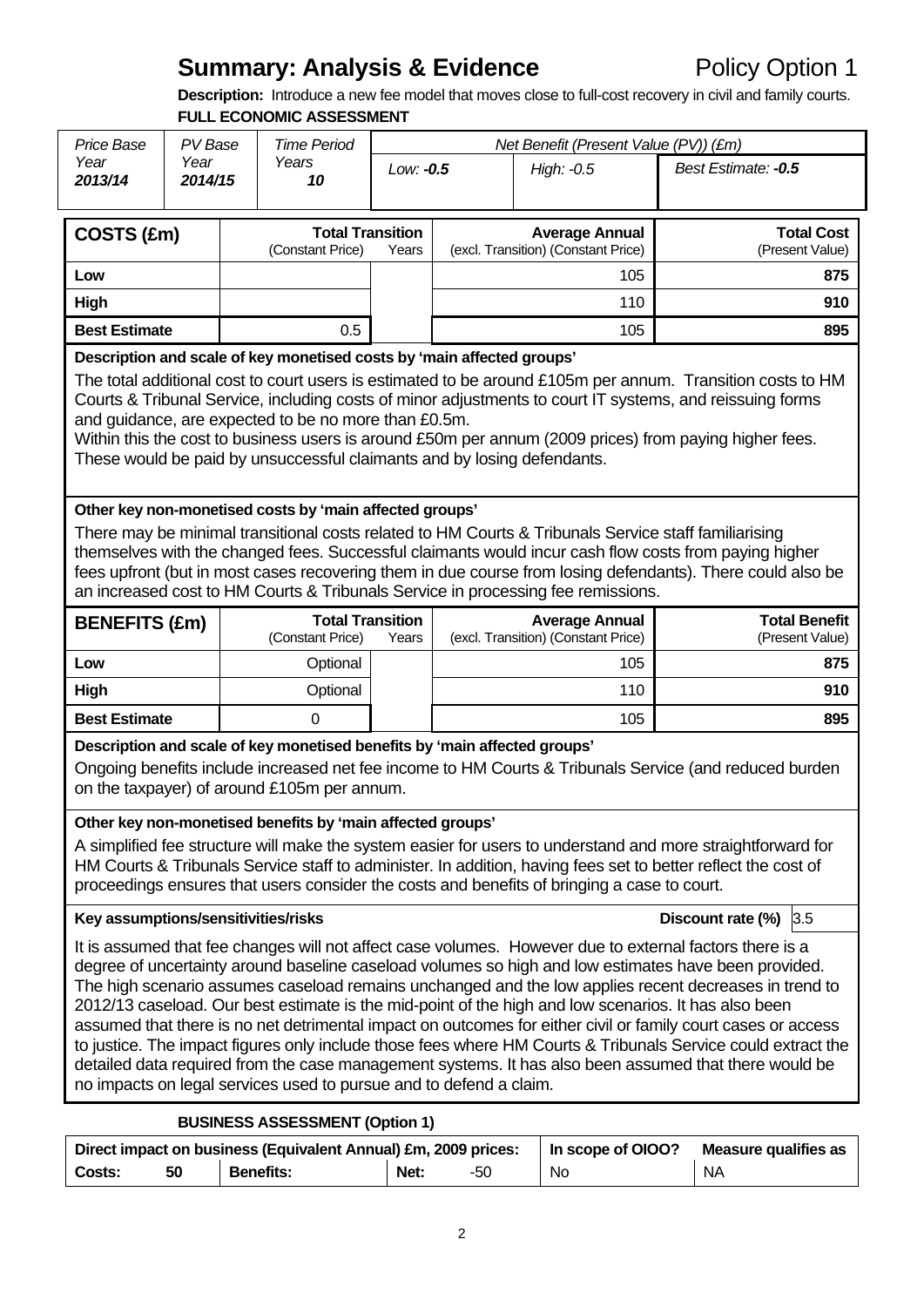# Summary: Analysis & Evidence

Policy Option 1

**Description:** Introduce a new fee model that moves close to full-cost recovery in civil and family courts.

**FULL ECONOMIC ASSESSMENT**

| *Price Base Year* | *PV Base Year* | *Time Period Years* | *Net Benefit (Present Value (PV)) (£m)* | | |
|---|---|---|---|---|---|
| ***2013/14*** | ***2014/15*** | ***10*** | *Low:* ***-0.5*** | *High: -0.5* | *Best Estimate:* ***-0.5*** |

| **COSTS (£m)** | **Total Transition** (Constant Price) | **Years** | **Average Annual** (excl. Transition) (Constant Price) | **Total Cost** (Present Value) |
|---|---|---|---|---|
| **Low** | | | 105 | **875** |
| **High** | | | 110 | **910** |
| **Best Estimate** | 0.5 | | 105 | **895** |

**Description and scale of key monetised costs by 'main affected groups'**

The total additional cost to court users is estimated to be around £105m per annum. Transition costs to HM Courts & Tribunal Service, including costs of minor adjustments to court IT systems, and reissuing forms and guidance, are expected to be no more than £0.5m.
Within this the cost to business users is around £50m per annum (2009 prices) from paying higher fees. These would be paid by unsuccessful claimants and by losing defendants.

**Other key non-monetised costs by 'main affected groups'**

There may be minimal transitional costs related to HM Courts & Tribunals Service staff familiarising themselves with the changed fees. Successful claimants would incur cash flow costs from paying higher fees upfront (but in most cases recovering them in due course from losing defendants). There could also be an increased cost to HM Courts & Tribunals Service in processing fee remissions.

| **BENEFITS (£m)** | **Total Transition** (Constant Price) | **Years** | **Average Annual** (excl. Transition) (Constant Price) | **Total Benefit** (Present Value) |
|---|---|---|---|---|
| **Low** | Optional | | 105 | **875** |
| **High** | Optional | | 110 | **910** |
| **Best Estimate** | 0 | | 105 | **895** |

**Description and scale of key monetised benefits by 'main affected groups'**

Ongoing benefits include increased net fee income to HM Courts & Tribunals Service (and reduced burden on the taxpayer) of around £105m per annum.

**Other key non-monetised benefits by 'main affected groups'**

A simplified fee structure will make the system easier for users to understand and more straightforward for HM Courts & Tribunals Service staff to administer. In addition, having fees set to better reflect the cost of proceedings ensures that users consider the costs and benefits of bringing a case to court.

**Key assumptions/sensitivities/risks** | **Discount rate (%)** 3.5

It is assumed that fee changes will not affect case volumes. However due to external factors there is a degree of uncertainty around baseline caseload volumes so high and low estimates have been provided. The high scenario assumes caseload remains unchanged and the low applies recent decreases in trend to 2012/13 caseload. Our best estimate is the mid-point of the high and low scenarios. It has also been assumed that there is no net detrimental impact on outcomes for either civil or family court cases or access to justice. The impact figures only include those fees where HM Courts & Tribunals Service could extract the detailed data required from the case management systems. It has also been assumed that there would be no impacts on legal services used to pursue and to defend a claim.

**BUSINESS ASSESSMENT (Option 1)**

| **Direct impact on business (Equivalent Annual) £m, 2009 prices:** | | | | | | **In scope of OIOO?** | **Measure qualifies as** |
|---|---|---|---|---|---|---|---|
| **Costs:** | 50 | **Benefits:** | | **Net:** | -50 | No | NA |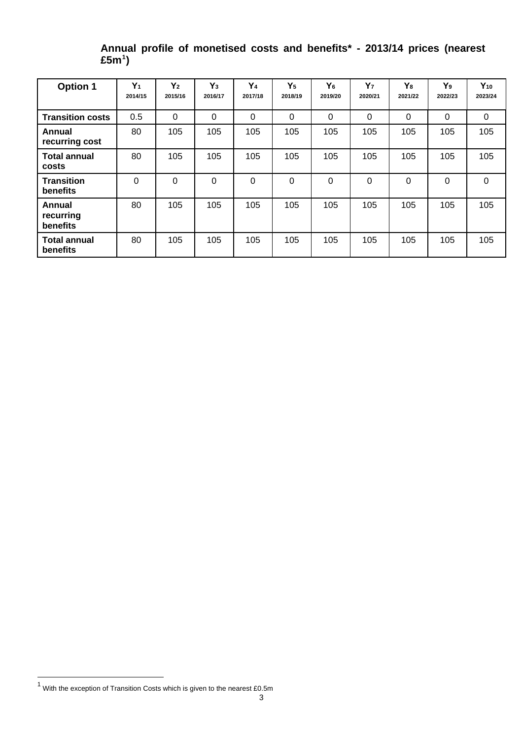**Annual profile of monetised costs and benefits* - 2013/14 prices (nearest £5m[1])**

| Option 1 | $Y_1$ 2014/15 | $Y_2$ 2015/16 | $Y_3$ 2016/17 | $Y_4$ 2017/18 | $Y_5$ 2018/19 | $Y_6$ 2019/20 | $Y_7$ 2020/21 | $Y_8$ 2021/22 | $Y_9$ 2022/23 | $Y_{10}$ 2023/24 |
|---|---|---|---|---|---|---|---|---|---|---|
| **Transition costs** | 0.5 | 0 | 0 | 0 | 0 | 0 | 0 | 0 | 0 | 0 |
| **Annual recurring cost** | 80 | 105 | 105 | 105 | 105 | 105 | 105 | 105 | 105 | 105 |
| **Total annual costs** | 80 | 105 | 105 | 105 | 105 | 105 | 105 | 105 | 105 | 105 |
| **Transition benefits** | 0 | 0 | 0 | 0 | 0 | 0 | 0 | 0 | 0 | 0 |
| **Annual recurring benefits** | 80 | 105 | 105 | 105 | 105 | 105 | 105 | 105 | 105 | 105 |
| **Total annual benefits** | 80 | 105 | 105 | 105 | 105 | 105 | 105 | 105 | 105 | 105 |

[1] With the exception of Transition Costs which is given to the nearest £0.5m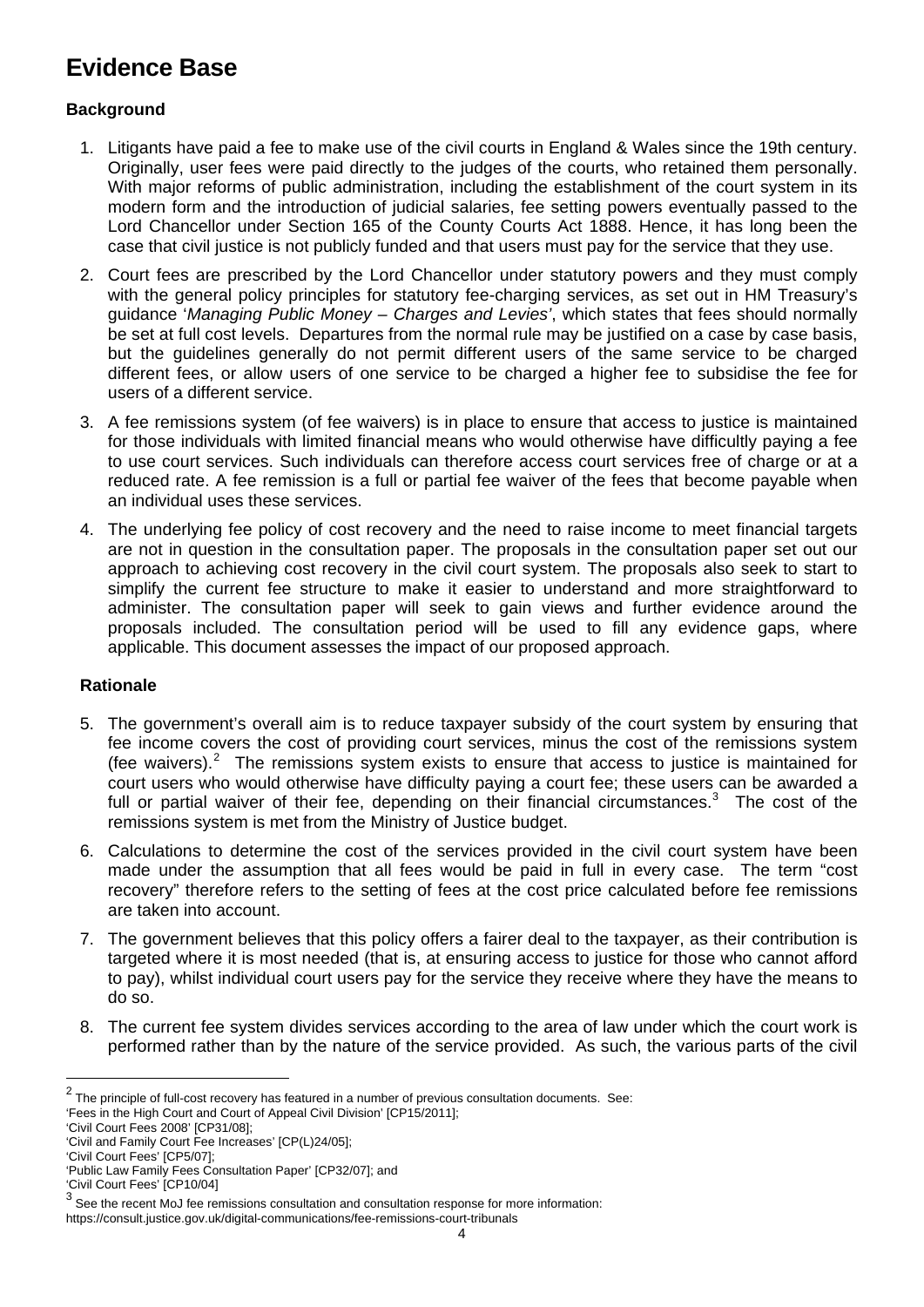# Evidence Base

### Background

1. Litigants have paid a fee to make use of the civil courts in England & Wales since the 19th century. Originally, user fees were paid directly to the judges of the courts, who retained them personally. With major reforms of public administration, including the establishment of the court system in its modern form and the introduction of judicial salaries, fee setting powers eventually passed to the Lord Chancellor under Section 165 of the County Courts Act 1888. Hence, it has long been the case that civil justice is not publicly funded and that users must pay for the service that they use.

2. Court fees are prescribed by the Lord Chancellor under statutory powers and they must comply with the general policy principles for statutory fee-charging services, as set out in HM Treasury's guidance '*Managing Public Money – Charges and Levies*', which states that fees should normally be set at full cost levels. Departures from the normal rule may be justified on a case by case basis, but the guidelines generally do not permit different users of the same service to be charged different fees, or allow users of one service to be charged a higher fee to subsidise the fee for users of a different service.

3. A fee remissions system (of fee waivers) is in place to ensure that access to justice is maintained for those individuals with limited financial means who would otherwise have difficultly paying a fee to use court services. Such individuals can therefore access court services free of charge or at a reduced rate. A fee remission is a full or partial fee waiver of the fees that become payable when an individual uses these services.

4. The underlying fee policy of cost recovery and the need to raise income to meet financial targets are not in question in the consultation paper. The proposals in the consultation paper set out our approach to achieving cost recovery in the civil court system. The proposals also seek to start to simplify the current fee structure to make it easier to understand and more straightforward to administer. The consultation paper will seek to gain views and further evidence around the proposals included. The consultation period will be used to fill any evidence gaps, where applicable. This document assesses the impact of our proposed approach.

### Rationale

5. The government's overall aim is to reduce taxpayer subsidy of the court system by ensuring that fee income covers the cost of providing court services, minus the cost of the remissions system (fee waivers).[2] The remissions system exists to ensure that access to justice is maintained for court users who would otherwise have difficulty paying a court fee; these users can be awarded a full or partial waiver of their fee, depending on their financial circumstances.[3] The cost of the remissions system is met from the Ministry of Justice budget.

6. Calculations to determine the cost of the services provided in the civil court system have been made under the assumption that all fees would be paid in full in every case. The term "cost recovery" therefore refers to the setting of fees at the cost price calculated before fee remissions are taken into account.

7. The government believes that this policy offers a fairer deal to the taxpayer, as their contribution is targeted where it is most needed (that is, at ensuring access to justice for those who cannot afford to pay), whilst individual court users pay for the service they receive where they have the means to do so.

8. The current fee system divides services according to the area of law under which the court work is performed rather than by the nature of the service provided. As such, the various parts of the civil

---

[2] The principle of full-cost recovery has featured in a number of previous consultation documents. See:
'Fees in the High Court and Court of Appeal Civil Division' [CP15/2011];
'Civil Court Fees 2008' [CP31/08];
'Civil and Family Court Fee Increases' [CP(L)24/05];
'Civil Court Fees' [CP5/07];
'Public Law Family Fees Consultation Paper' [CP32/07]; and
'Civil Court Fees' [CP10/04]

[3] See the recent MoJ fee remissions consultation and consultation response for more information:
https://consult.justice.gov.uk/digital-communications/fee-remissions-court-tribunals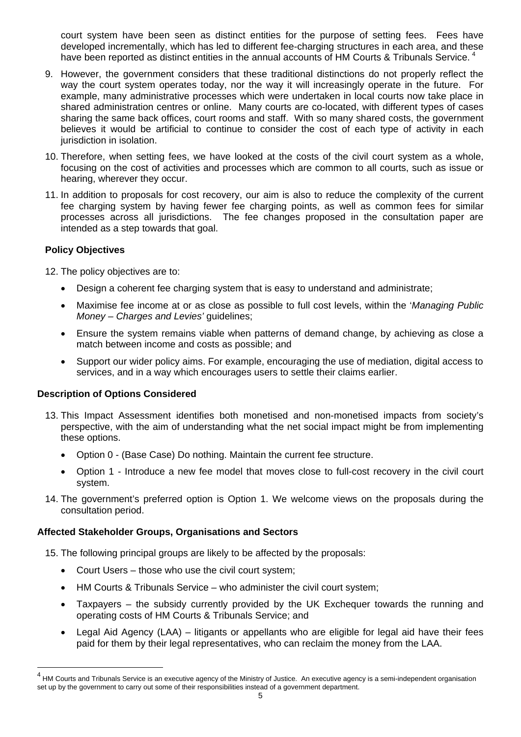court system have been seen as distinct entities for the purpose of setting fees. Fees have developed incrementally, which has led to different fee-charging structures in each area, and these have been reported as distinct entities in the annual accounts of HM Courts & Tribunals Service. [4]

9. However, the government considers that these traditional distinctions do not properly reflect the way the court system operates today, nor the way it will increasingly operate in the future. For example, many administrative processes which were undertaken in local courts now take place in shared administration centres or online. Many courts are co-located, with different types of cases sharing the same back offices, court rooms and staff. With so many shared costs, the government believes it would be artificial to continue to consider the cost of each type of activity in each jurisdiction in isolation.

10. Therefore, when setting fees, we have looked at the costs of the civil court system as a whole, focusing on the cost of activities and processes which are common to all courts, such as issue or hearing, wherever they occur.

11. In addition to proposals for cost recovery, our aim is also to reduce the complexity of the current fee charging system by having fewer fee charging points, as well as common fees for similar processes across all jurisdictions. The fee changes proposed in the consultation paper are intended as a step towards that goal.

**Policy Objectives**

12. The policy objectives are to:
    - Design a coherent fee charging system that is easy to understand and administrate;
    - Maximise fee income at or as close as possible to full cost levels, within the '*Managing Public Money – Charges and Levies'* guidelines;
    - Ensure the system remains viable when patterns of demand change, by achieving as close a match between income and costs as possible; and
    - Support our wider policy aims. For example, encouraging the use of mediation, digital access to services, and in a way which encourages users to settle their claims earlier.

**Description of Options Considered**

13. This Impact Assessment identifies both monetised and non-monetised impacts from society's perspective, with the aim of understanding what the net social impact might be from implementing these options.
    - Option 0 - (Base Case) Do nothing. Maintain the current fee structure.
    - Option 1 - Introduce a new fee model that moves close to full-cost recovery in the civil court system.

14. The government's preferred option is Option 1. We welcome views on the proposals during the consultation period.

**Affected Stakeholder Groups, Organisations and Sectors**

15. The following principal groups are likely to be affected by the proposals:
    - Court Users – those who use the civil court system;
    - HM Courts & Tribunals Service – who administer the civil court system;
    - Taxpayers – the subsidy currently provided by the UK Exchequer towards the running and operating costs of HM Courts & Tribunals Service; and
    - Legal Aid Agency (LAA) – litigants or appellants who are eligible for legal aid have their fees paid for them by their legal representatives, who can reclaim the money from the LAA.

[4] HM Courts and Tribunals Service is an executive agency of the Ministry of Justice. An executive agency is a semi-independent organisation set up by the government to carry out some of their responsibilities instead of a government department.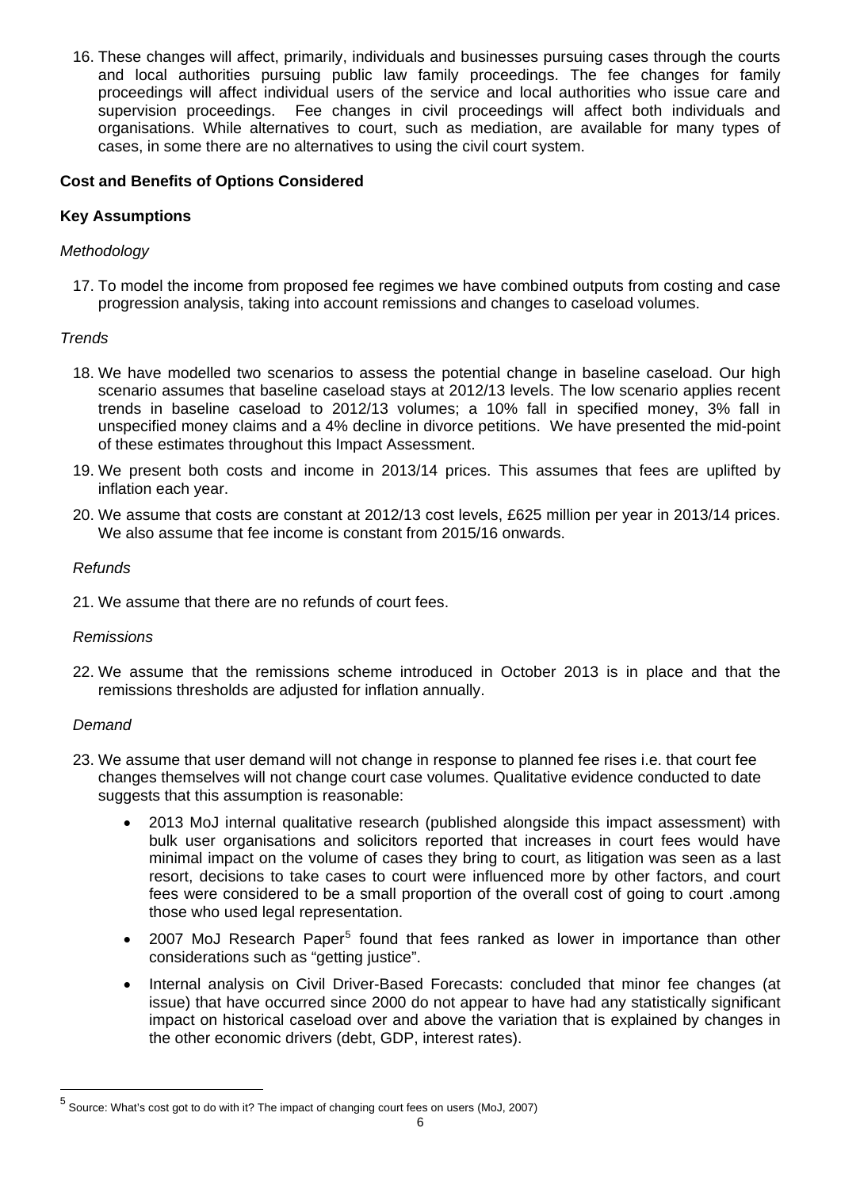16. These changes will affect, primarily, individuals and businesses pursuing cases through the courts and local authorities pursuing public law family proceedings. The fee changes for family proceedings will affect individual users of the service and local authorities who issue care and supervision proceedings. Fee changes in civil proceedings will affect both individuals and organisations. While alternatives to court, such as mediation, are available for many types of cases, in some there are no alternatives to using the civil court system.

**Cost and Benefits of Options Considered**

**Key Assumptions**

*Methodology*

17. To model the income from proposed fee regimes we have combined outputs from costing and case progression analysis, taking into account remissions and changes to caseload volumes.

*Trends*

18. We have modelled two scenarios to assess the potential change in baseline caseload. Our high scenario assumes that baseline caseload stays at 2012/13 levels. The low scenario applies recent trends in baseline caseload to 2012/13 volumes; a 10% fall in specified money, 3% fall in unspecified money claims and a 4% decline in divorce petitions. We have presented the mid-point of these estimates throughout this Impact Assessment.
19. We present both costs and income in 2013/14 prices. This assumes that fees are uplifted by inflation each year.
20. We assume that costs are constant at 2012/13 cost levels, £625 million per year in 2013/14 prices. We also assume that fee income is constant from 2015/16 onwards.

*Refunds*

21. We assume that there are no refunds of court fees.

*Remissions*

22. We assume that the remissions scheme introduced in October 2013 is in place and that the remissions thresholds are adjusted for inflation annually.

*Demand*

23. We assume that user demand will not change in response to planned fee rises i.e. that court fee changes themselves will not change court case volumes. Qualitative evidence conducted to date suggests that this assumption is reasonable:
    - 2013 MoJ internal qualitative research (published alongside this impact assessment) with bulk user organisations and solicitors reported that increases in court fees would have minimal impact on the volume of cases they bring to court, as litigation was seen as a last resort, decisions to take cases to court were influenced more by other factors, and court fees were considered to be a small proportion of the overall cost of going to court .among those who used legal representation.
    - 2007 MoJ Research Paper[5] found that fees ranked as lower in importance than other considerations such as "getting justice".
    - Internal analysis on Civil Driver-Based Forecasts: concluded that minor fee changes (at issue) that have occurred since 2000 do not appear to have had any statistically significant impact on historical caseload over and above the variation that is explained by changes in the other economic drivers (debt, GDP, interest rates).

[5] Source: What's cost got to do with it? The impact of changing court fees on users (MoJ, 2007)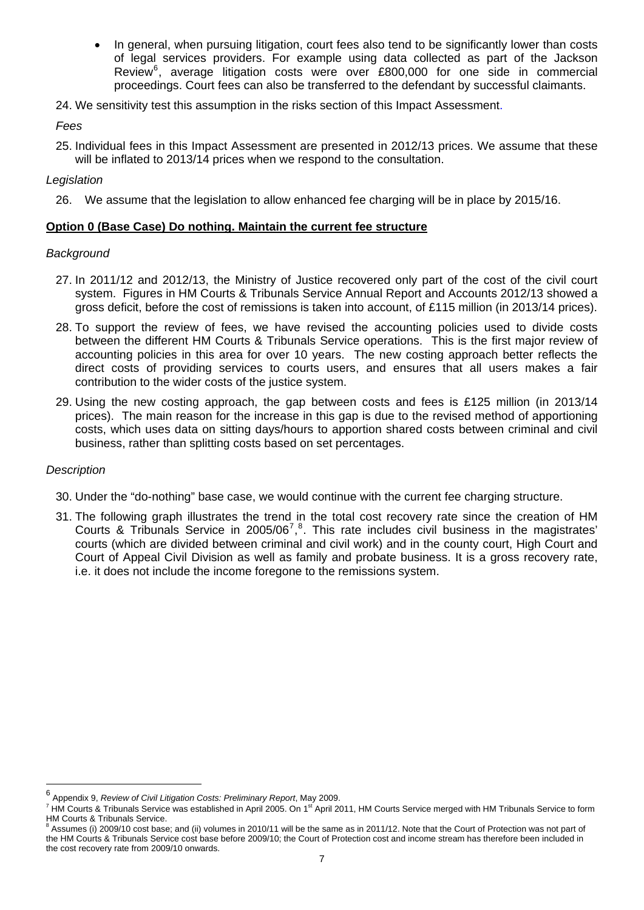- In general, when pursuing litigation, court fees also tend to be significantly lower than costs of legal services providers. For example using data collected as part of the Jackson Review[6], average litigation costs were over £800,000 for one side in commercial proceedings. Court fees can also be transferred to the defendant by successful claimants.

24. We sensitivity test this assumption in the risks section of this Impact Assessment.

*Fees*

25. Individual fees in this Impact Assessment are presented in 2012/13 prices. We assume that these will be inflated to 2013/14 prices when we respond to the consultation.

*Legislation*

26. We assume that the legislation to allow enhanced fee charging will be in place by 2015/16.

**Option 0 (Base Case) Do nothing. Maintain the current fee structure**

*Background*

27. In 2011/12 and 2012/13, the Ministry of Justice recovered only part of the cost of the civil court system. Figures in HM Courts & Tribunals Service Annual Report and Accounts 2012/13 showed a gross deficit, before the cost of remissions is taken into account, of £115 million (in 2013/14 prices).

28. To support the review of fees, we have revised the accounting policies used to divide costs between the different HM Courts & Tribunals Service operations. This is the first major review of accounting policies in this area for over 10 years. The new costing approach better reflects the direct costs of providing services to courts users, and ensures that all users makes a fair contribution to the wider costs of the justice system.

29. Using the new costing approach, the gap between costs and fees is £125 million (in 2013/14 prices). The main reason for the increase in this gap is due to the revised method of apportioning costs, which uses data on sitting days/hours to apportion shared costs between criminal and civil business, rather than splitting costs based on set percentages.

*Description*

30. Under the "do-nothing" base case, we would continue with the current fee charging structure.

31. The following graph illustrates the trend in the total cost recovery rate since the creation of HM Courts & Tribunals Service in 2005/06[7],[8]. This rate includes civil business in the magistrates' courts (which are divided between criminal and civil work) and in the county court, High Court and Court of Appeal Civil Division as well as family and probate business. It is a gross recovery rate, i.e. it does not include the income foregone to the remissions system.

---

[6] Appendix 9, *Review of Civil Litigation Costs: Preliminary Report*, May 2009.

[7] HM Courts & Tribunals Service was established in April 2005. On 1st April 2011, HM Courts Service merged with HM Tribunals Service to form HM Courts & Tribunals Service.

[8] Assumes (i) 2009/10 cost base; and (ii) volumes in 2010/11 will be the same as in 2011/12. Note that the Court of Protection was not part of the HM Courts & Tribunals Service cost base before 2009/10; the Court of Protection cost and income stream has therefore been included in the cost recovery rate from 2009/10 onwards.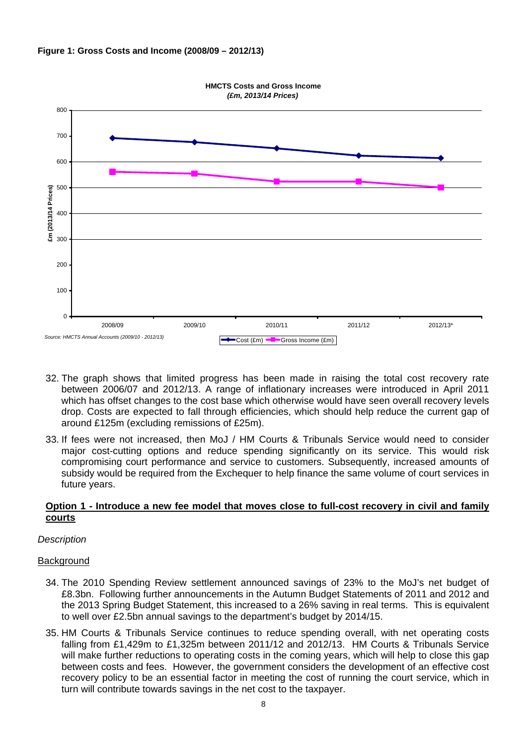**Figure 1: Gross Costs and Income (2008/09 – 2012/13)**

32. The graph shows that limited progress has been made in raising the total cost recovery rate between 2006/07 and 2012/13. A range of inflationary increases were introduced in April 2011 which has offset changes to the cost base which otherwise would have seen overall recovery levels drop. Costs are expected to fall through efficiencies, which should help reduce the current gap of around £125m (excluding remissions of £25m).

33. If fees were not increased, then MoJ / HM Courts & Tribunals Service would need to consider major cost-cutting options and reduce spending significantly on its service. This would risk compromising court performance and service to customers. Subsequently, increased amounts of subsidy would be required from the Exchequer to help finance the same volume of court services in future years.

**Option 1 - Introduce a new fee model that moves close to full-cost recovery in civil and family courts**

*Description*

Background

34. The 2010 Spending Review settlement announced savings of 23% to the MoJ's net budget of £8.3bn. Following further announcements in the Autumn Budget Statements of 2011 and 2012 and the 2013 Spring Budget Statement, this increased to a 26% saving in real terms. This is equivalent to well over £2.5bn annual savings to the department's budget by 2014/15.

35. HM Courts & Tribunals Service continues to reduce spending overall, with net operating costs falling from £1,429m to £1,325m between 2011/12 and 2012/13. HM Courts & Tribunals Service will make further reductions to operating costs in the coming years, which will help to close this gap between costs and fees. However, the government considers the development of an effective cost recovery policy to be an essential factor in meeting the cost of running the court service, which in turn will contribute towards savings in the net cost to the taxpayer.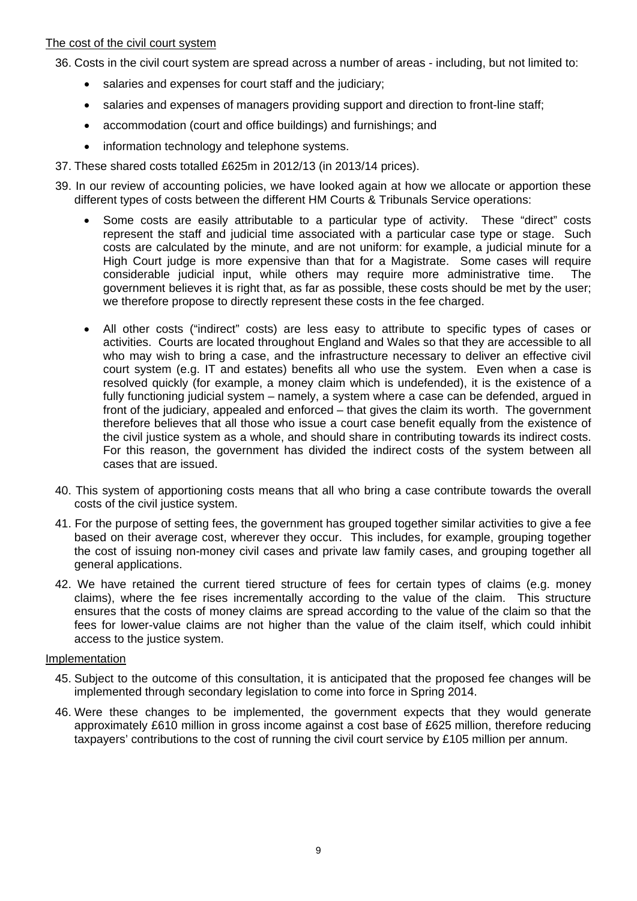<u>The cost of the civil court system</u>

36. Costs in the civil court system are spread across a number of areas - including, but not limited to:

    - salaries and expenses for court staff and the judiciary;
    - salaries and expenses of managers providing support and direction to front-line staff;
    - accommodation (court and office buildings) and furnishings; and
    - information technology and telephone systems.

37. These shared costs totalled £625m in 2012/13 (in 2013/14 prices).

39. In our review of accounting policies, we have looked again at how we allocate or apportion these different types of costs between the different HM Courts & Tribunals Service operations:

    - Some costs are easily attributable to a particular type of activity. These "direct" costs represent the staff and judicial time associated with a particular case type or stage. Such costs are calculated by the minute, and are not uniform: for example, a judicial minute for a High Court judge is more expensive than that for a Magistrate. Some cases will require considerable judicial input, while others may require more administrative time. The government believes it is right that, as far as possible, these costs should be met by the user; we therefore propose to directly represent these costs in the fee charged.

    - All other costs ("indirect" costs) are less easy to attribute to specific types of cases or activities. Courts are located throughout England and Wales so that they are accessible to all who may wish to bring a case, and the infrastructure necessary to deliver an effective civil court system (e.g. IT and estates) benefits all who use the system. Even when a case is resolved quickly (for example, a money claim which is undefended), it is the existence of a fully functioning judicial system – namely, a system where a case can be defended, argued in front of the judiciary, appealed and enforced – that gives the claim its worth. The government therefore believes that all those who issue a court case benefit equally from the existence of the civil justice system as a whole, and should share in contributing towards its indirect costs. For this reason, the government has divided the indirect costs of the system between all cases that are issued.

40. This system of apportioning costs means that all who bring a case contribute towards the overall costs of the civil justice system.

41. For the purpose of setting fees, the government has grouped together similar activities to give a fee based on their average cost, wherever they occur. This includes, for example, grouping together the cost of issuing non-money civil cases and private law family cases, and grouping together all general applications.

42. We have retained the current tiered structure of fees for certain types of claims (e.g. money claims), where the fee rises incrementally according to the value of the claim. This structure ensures that the costs of money claims are spread according to the value of the claim so that the fees for lower-value claims are not higher than the value of the claim itself, which could inhibit access to the justice system.

<u>Implementation</u>

45. Subject to the outcome of this consultation, it is anticipated that the proposed fee changes will be implemented through secondary legislation to come into force in Spring 2014.

46. Were these changes to be implemented, the government expects that they would generate approximately £610 million in gross income against a cost base of £625 million, therefore reducing taxpayers' contributions to the cost of running the civil court service by £105 million per annum.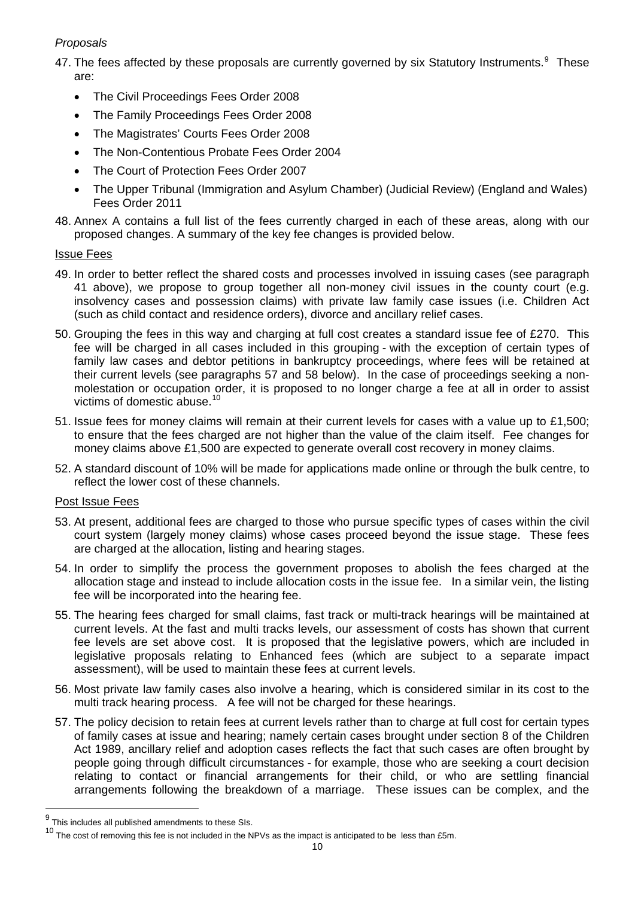*Proposals*

47. The fees affected by these proposals are currently governed by six Statutory Instruments.[9] These are:

    - The Civil Proceedings Fees Order 2008
    - The Family Proceedings Fees Order 2008
    - The Magistrates' Courts Fees Order 2008
    - The Non-Contentious Probate Fees Order 2004
    - The Court of Protection Fees Order 2007
    - The Upper Tribunal (Immigration and Asylum Chamber) (Judicial Review) (England and Wales) Fees Order 2011

48. Annex A contains a full list of the fees currently charged in each of these areas, along with our proposed changes. A summary of the key fee changes is provided below.

Issue Fees

49. In order to better reflect the shared costs and processes involved in issuing cases (see paragraph 41 above), we propose to group together all non-money civil issues in the county court (e.g. insolvency cases and possession claims) with private law family case issues (i.e. Children Act (such as child contact and residence orders), divorce and ancillary relief cases.

50. Grouping the fees in this way and charging at full cost creates a standard issue fee of £270. This fee will be charged in all cases included in this grouping - with the exception of certain types of family law cases and debtor petitions in bankruptcy proceedings, where fees will be retained at their current levels (see paragraphs 57 and 58 below). In the case of proceedings seeking a non-molestation or occupation order, it is proposed to no longer charge a fee at all in order to assist victims of domestic abuse.[10]

51. Issue fees for money claims will remain at their current levels for cases with a value up to £1,500; to ensure that the fees charged are not higher than the value of the claim itself. Fee changes for money claims above £1,500 are expected to generate overall cost recovery in money claims.

52. A standard discount of 10% will be made for applications made online or through the bulk centre, to reflect the lower cost of these channels.

Post Issue Fees

53. At present, additional fees are charged to those who pursue specific types of cases within the civil court system (largely money claims) whose cases proceed beyond the issue stage. These fees are charged at the allocation, listing and hearing stages.

54. In order to simplify the process the government proposes to abolish the fees charged at the allocation stage and instead to include allocation costs in the issue fee. In a similar vein, the listing fee will be incorporated into the hearing fee.

55. The hearing fees charged for small claims, fast track or multi-track hearings will be maintained at current levels. At the fast and multi tracks levels, our assessment of costs has shown that current fee levels are set above cost. It is proposed that the legislative powers, which are included in legislative proposals relating to Enhanced fees (which are subject to a separate impact assessment), will be used to maintain these fees at current levels.

56. Most private law family cases also involve a hearing, which is considered similar in its cost to the multi track hearing process. A fee will not be charged for these hearings.

57. The policy decision to retain fees at current levels rather than to charge at full cost for certain types of family cases at issue and hearing; namely certain cases brought under section 8 of the Children Act 1989, ancillary relief and adoption cases reflects the fact that such cases are often brought by people going through difficult circumstances - for example, those who are seeking a court decision relating to contact or financial arrangements for their child, or who are settling financial arrangements following the breakdown of a marriage. These issues can be complex, and the

[9] This includes all published amendments to these SIs.

[10] The cost of removing this fee is not included in the NPVs as the impact is anticipated to be less than £5m.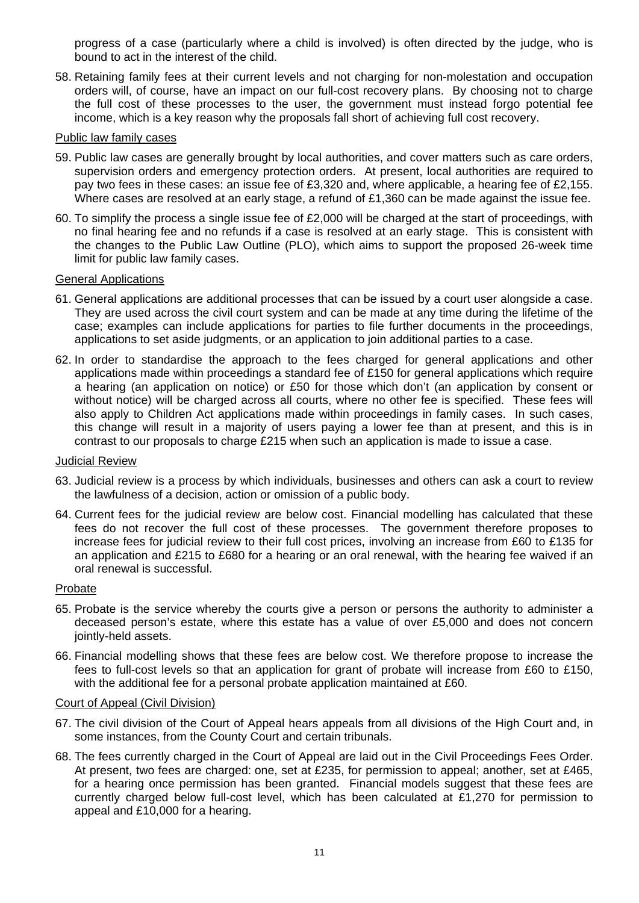progress of a case (particularly where a child is involved) is often directed by the judge, who is bound to act in the interest of the child.

58. Retaining family fees at their current levels and not charging for non-molestation and occupation orders will, of course, have an impact on our full-cost recovery plans. By choosing not to charge the full cost of these processes to the user, the government must instead forgo potential fee income, which is a key reason why the proposals fall short of achieving full cost recovery.

<u>Public law family cases</u>

59. Public law cases are generally brought by local authorities, and cover matters such as care orders, supervision orders and emergency protection orders. At present, local authorities are required to pay two fees in these cases: an issue fee of £3,320 and, where applicable, a hearing fee of £2,155. Where cases are resolved at an early stage, a refund of £1,360 can be made against the issue fee.

60. To simplify the process a single issue fee of £2,000 will be charged at the start of proceedings, with no final hearing fee and no refunds if a case is resolved at an early stage. This is consistent with the changes to the Public Law Outline (PLO), which aims to support the proposed 26-week time limit for public law family cases.

<u>General Applications</u>

61. General applications are additional processes that can be issued by a court user alongside a case. They are used across the civil court system and can be made at any time during the lifetime of the case; examples can include applications for parties to file further documents in the proceedings, applications to set aside judgments, or an application to join additional parties to a case.

62. In order to standardise the approach to the fees charged for general applications and other applications made within proceedings a standard fee of £150 for general applications which require a hearing (an application on notice) or £50 for those which don't (an application by consent or without notice) will be charged across all courts, where no other fee is specified. These fees will also apply to Children Act applications made within proceedings in family cases. In such cases, this change will result in a majority of users paying a lower fee than at present, and this is in contrast to our proposals to charge £215 when such an application is made to issue a case.

<u>Judicial Review</u>

63. Judicial review is a process by which individuals, businesses and others can ask a court to review the lawfulness of a decision, action or omission of a public body.

64. Current fees for the judicial review are below cost. Financial modelling has calculated that these fees do not recover the full cost of these processes. The government therefore proposes to increase fees for judicial review to their full cost prices, involving an increase from £60 to £135 for an application and £215 to £680 for a hearing or an oral renewal, with the hearing fee waived if an oral renewal is successful.

<u>Probate</u>

65. Probate is the service whereby the courts give a person or persons the authority to administer a deceased person's estate, where this estate has a value of over £5,000 and does not concern jointly-held assets.

66. Financial modelling shows that these fees are below cost. We therefore propose to increase the fees to full-cost levels so that an application for grant of probate will increase from £60 to £150, with the additional fee for a personal probate application maintained at £60.

<u>Court of Appeal (Civil Division)</u>

67. The civil division of the Court of Appeal hears appeals from all divisions of the High Court and, in some instances, from the County Court and certain tribunals.

68. The fees currently charged in the Court of Appeal are laid out in the Civil Proceedings Fees Order. At present, two fees are charged: one, set at £235, for permission to appeal; another, set at £465, for a hearing once permission has been granted. Financial models suggest that these fees are currently charged below full-cost level, which has been calculated at £1,270 for permission to appeal and £10,000 for a hearing.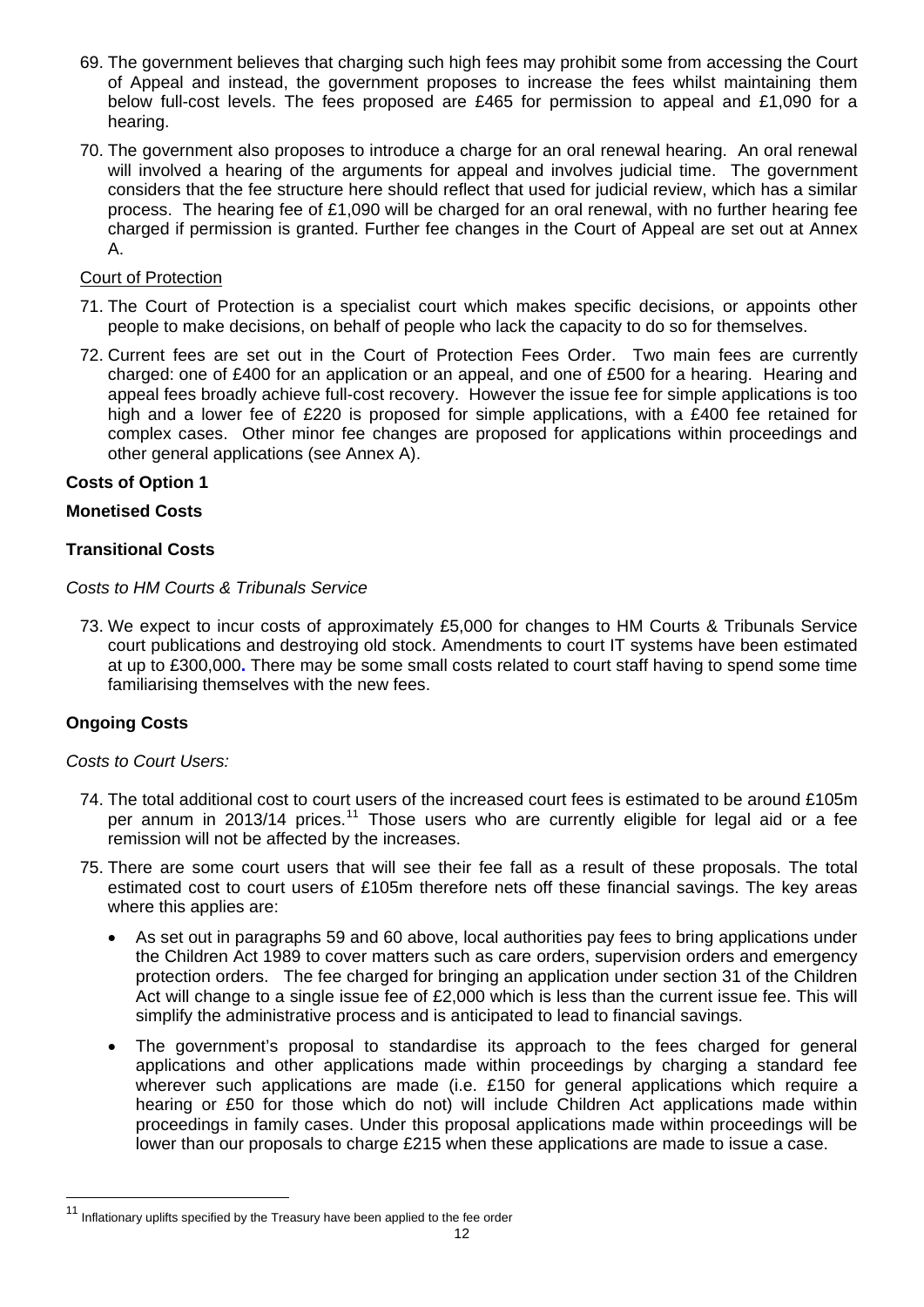69. The government believes that charging such high fees may prohibit some from accessing the Court of Appeal and instead, the government proposes to increase the fees whilst maintaining them below full-cost levels. The fees proposed are £465 for permission to appeal and £1,090 for a hearing.

70. The government also proposes to introduce a charge for an oral renewal hearing. An oral renewal will involved a hearing of the arguments for appeal and involves judicial time. The government considers that the fee structure here should reflect that used for judicial review, which has a similar process. The hearing fee of £1,090 will be charged for an oral renewal, with no further hearing fee charged if permission is granted. Further fee changes in the Court of Appeal are set out at Annex A.

Court of Protection

71. The Court of Protection is a specialist court which makes specific decisions, or appoints other people to make decisions, on behalf of people who lack the capacity to do so for themselves.

72. Current fees are set out in the Court of Protection Fees Order. Two main fees are currently charged: one of £400 for an application or an appeal, and one of £500 for a hearing. Hearing and appeal fees broadly achieve full-cost recovery. However the issue fee for simple applications is too high and a lower fee of £220 is proposed for simple applications, with a £400 fee retained for complex cases. Other minor fee changes are proposed for applications within proceedings and other general applications (see Annex A).

**Costs of Option 1**

**Monetised Costs**

**Transitional Costs**

*Costs to HM Courts & Tribunals Service*

73. We expect to incur costs of approximately £5,000 for changes to HM Courts & Tribunals Service court publications and destroying old stock. Amendments to court IT systems have been estimated at up to £300,000**.** There may be some small costs related to court staff having to spend some time familiarising themselves with the new fees.

**Ongoing Costs**

*Costs to Court Users:*

74. The total additional cost to court users of the increased court fees is estimated to be around £105m per annum in 2013/14 prices.[11] Those users who are currently eligible for legal aid or a fee remission will not be affected by the increases.

75. There are some court users that will see their fee fall as a result of these proposals. The total estimated cost to court users of £105m therefore nets off these financial savings. The key areas where this applies are:

    - As set out in paragraphs 59 and 60 above, local authorities pay fees to bring applications under the Children Act 1989 to cover matters such as care orders, supervision orders and emergency protection orders. The fee charged for bringing an application under section 31 of the Children Act will change to a single issue fee of £2,000 which is less than the current issue fee. This will simplify the administrative process and is anticipated to lead to financial savings.
    - The government's proposal to standardise its approach to the fees charged for general applications and other applications made within proceedings by charging a standard fee wherever such applications are made (i.e. £150 for general applications which require a hearing or £50 for those which do not) will include Children Act applications made within proceedings in family cases. Under this proposal applications made within proceedings will be lower than our proposals to charge £215 when these applications are made to issue a case.

[11] Inflationary uplifts specified by the Treasury have been applied to the fee order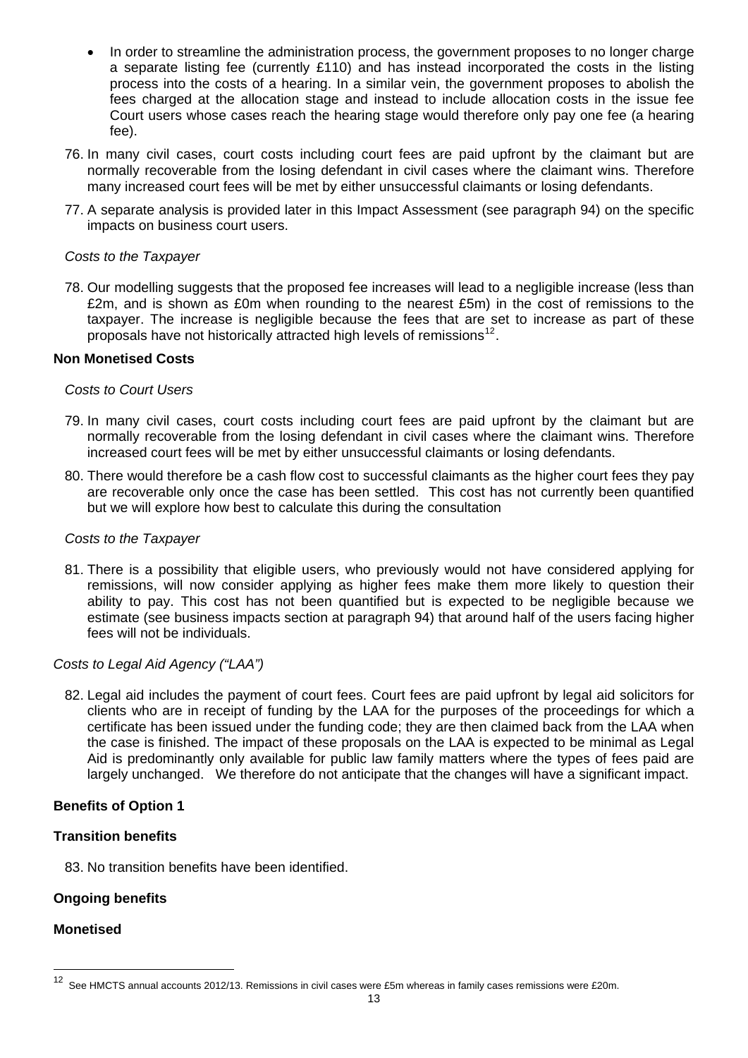- In order to streamline the administration process, the government proposes to no longer charge a separate listing fee (currently £110) and has instead incorporated the costs in the listing process into the costs of a hearing. In a similar vein, the government proposes to abolish the fees charged at the allocation stage and instead to include allocation costs in the issue fee Court users whose cases reach the hearing stage would therefore only pay one fee (a hearing fee).

76. In many civil cases, court costs including court fees are paid upfront by the claimant but are normally recoverable from the losing defendant in civil cases where the claimant wins. Therefore many increased court fees will be met by either unsuccessful claimants or losing defendants.

77. A separate analysis is provided later in this Impact Assessment (see paragraph 94) on the specific impacts on business court users.

*Costs to the Taxpayer*

78. Our modelling suggests that the proposed fee increases will lead to a negligible increase (less than £2m, and is shown as £0m when rounding to the nearest £5m) in the cost of remissions to the taxpayer. The increase is negligible because the fees that are set to increase as part of these proposals have not historically attracted high levels of remissions[12].

**Non Monetised Costs**

*Costs to Court Users*

79. In many civil cases, court costs including court fees are paid upfront by the claimant but are normally recoverable from the losing defendant in civil cases where the claimant wins. Therefore increased court fees will be met by either unsuccessful claimants or losing defendants.

80. There would therefore be a cash flow cost to successful claimants as the higher court fees they pay are recoverable only once the case has been settled. This cost has not currently been quantified but we will explore how best to calculate this during the consultation

*Costs to the Taxpayer*

81. There is a possibility that eligible users, who previously would not have considered applying for remissions, will now consider applying as higher fees make them more likely to question their ability to pay. This cost has not been quantified but is expected to be negligible because we estimate (see business impacts section at paragraph 94) that around half of the users facing higher fees will not be individuals.

*Costs to Legal Aid Agency ("LAA")*

82. Legal aid includes the payment of court fees. Court fees are paid upfront by legal aid solicitors for clients who are in receipt of funding by the LAA for the purposes of the proceedings for which a certificate has been issued under the funding code; they are then claimed back from the LAA when the case is finished. The impact of these proposals on the LAA is expected to be minimal as Legal Aid is predominantly only available for public law family matters where the types of fees paid are largely unchanged. We therefore do not anticipate that the changes will have a significant impact.

**Benefits of Option 1**

**Transition benefits**

83. No transition benefits have been identified.

**Ongoing benefits**

**Monetised**

---

[12] See HMCTS annual accounts 2012/13. Remissions in civil cases were £5m whereas in family cases remissions were £20m.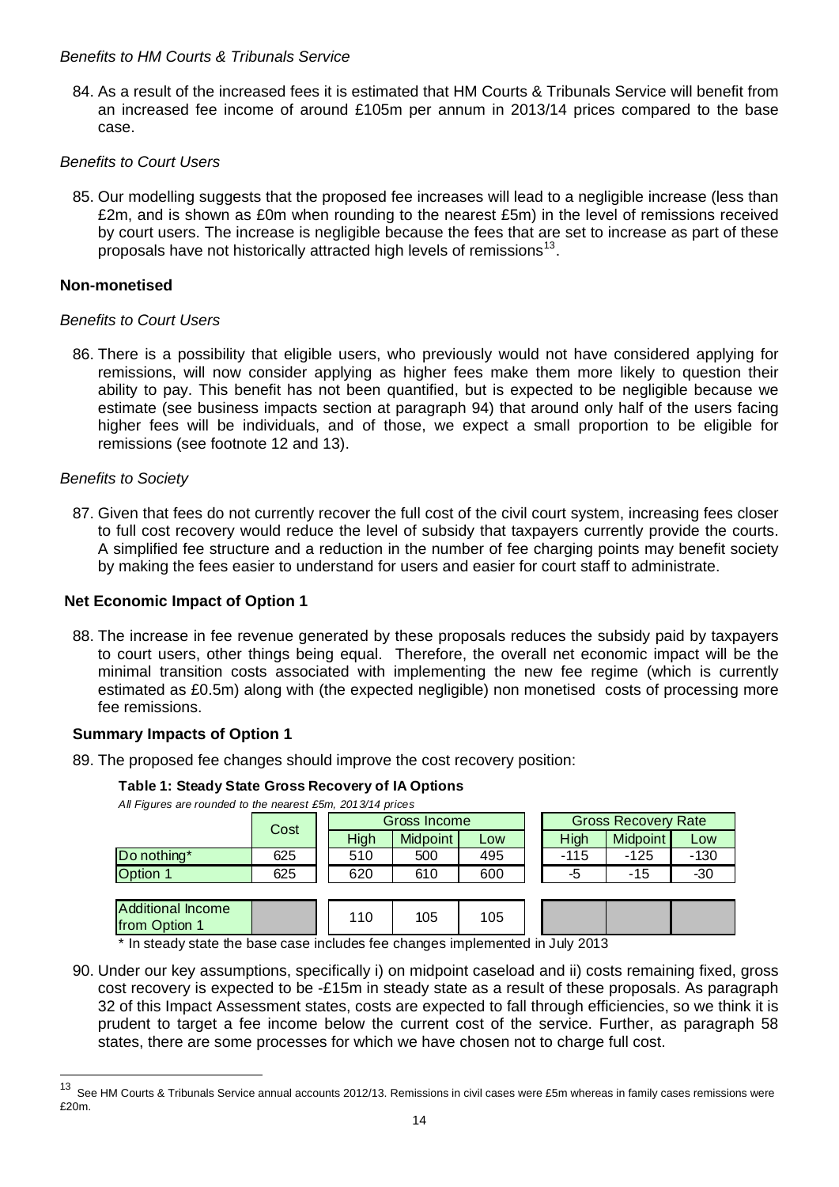*Benefits to HM Courts & Tribunals Service*

84. As a result of the increased fees it is estimated that HM Courts & Tribunals Service will benefit from an increased fee income of around £105m per annum in 2013/14 prices compared to the base case.

*Benefits to Court Users*

85. Our modelling suggests that the proposed fee increases will lead to a negligible increase (less than £2m, and is shown as £0m when rounding to the nearest £5m) in the level of remissions received by court users. The increase is negligible because the fees that are set to increase as part of these proposals have not historically attracted high levels of remissions[13].

**Non-monetised**

*Benefits to Court Users*

86. There is a possibility that eligible users, who previously would not have considered applying for remissions, will now consider applying as higher fees make them more likely to question their ability to pay. This benefit has not been quantified, but is expected to be negligible because we estimate (see business impacts section at paragraph 94) that around only half of the users facing higher fees will be individuals, and of those, we expect a small proportion to be eligible for remissions (see footnote 12 and 13).

*Benefits to Society*

87. Given that fees do not currently recover the full cost of the civil court system, increasing fees closer to full cost recovery would reduce the level of subsidy that taxpayers currently provide the courts. A simplified fee structure and a reduction in the number of fee charging points may benefit society by making the fees easier to understand for users and easier for court staff to administrate.

**Net Economic Impact of Option 1**

88. The increase in fee revenue generated by these proposals reduces the subsidy paid by taxpayers to court users, other things being equal. Therefore, the overall net economic impact will be the minimal transition costs associated with implementing the new fee regime (which is currently estimated as £0.5m) along with (the expected negligible) non monetised costs of processing more fee remissions.

**Summary Impacts of Option 1**

89. The proposed fee changes should improve the cost recovery position:

**Table 1: Steady State Gross Recovery of IA Options**

*All Figures are rounded to the nearest £5m, 2013/14 prices*

| | Cost | Gross Income | | | Gross Recovery Rate | | |
|---|---|---|---|---|---|---|---|
| | | High | Midpoint | Low | High | Midpoint | Low |
| Do nothing* | 625 | 510 | 500 | 495 | -115 | -125 | -130 |
| Option 1 | 625 | 620 | 610 | 600 | -5 | -15 | -30 |
| Additional Income from Option 1 | | 110 | 105 | 105 | | | |

\* In steady state the base case includes fee changes implemented in July 2013

90. Under our key assumptions, specifically i) on midpoint caseload and ii) costs remaining fixed, gross cost recovery is expected to be -£15m in steady state as a result of these proposals. As paragraph 32 of this Impact Assessment states, costs are expected to fall through efficiencies, so we think it is prudent to target a fee income below the current cost of the service. Further, as paragraph 58 states, there are some processes for which we have chosen not to charge full cost.

[13] See HM Courts & Tribunals Service annual accounts 2012/13. Remissions in civil cases were £5m whereas in family cases remissions were £20m.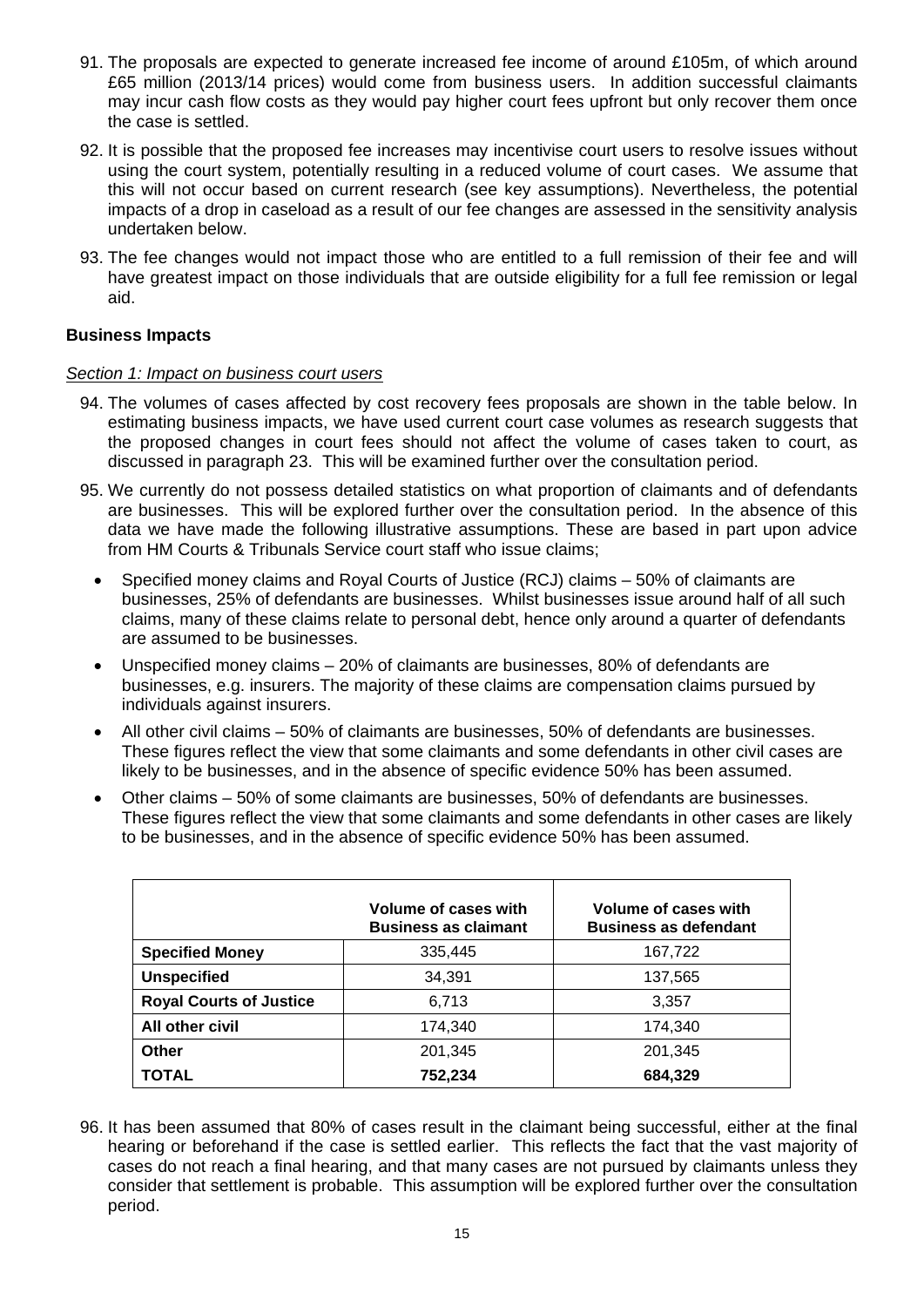91. The proposals are expected to generate increased fee income of around £105m, of which around £65 million (2013/14 prices) would come from business users. In addition successful claimants may incur cash flow costs as they would pay higher court fees upfront but only recover them once the case is settled.

92. It is possible that the proposed fee increases may incentivise court users to resolve issues without using the court system, potentially resulting in a reduced volume of court cases. We assume that this will not occur based on current research (see key assumptions). Nevertheless, the potential impacts of a drop in caseload as a result of our fee changes are assessed in the sensitivity analysis undertaken below.

93. The fee changes would not impact those who are entitled to a full remission of their fee and will have greatest impact on those individuals that are outside eligibility for a full fee remission or legal aid.

**Business Impacts**

*Section 1: Impact on business court users*

94. The volumes of cases affected by cost recovery fees proposals are shown in the table below. In estimating business impacts, we have used current court case volumes as research suggests that the proposed changes in court fees should not affect the volume of cases taken to court, as discussed in paragraph 23. This will be examined further over the consultation period.

95. We currently do not possess detailed statistics on what proportion of claimants and of defendants are businesses. This will be explored further over the consultation period. In the absence of this data we have made the following illustrative assumptions. These are based in part upon advice from HM Courts & Tribunals Service court staff who issue claims;

- Specified money claims and Royal Courts of Justice (RCJ) claims – 50% of claimants are businesses, 25% of defendants are businesses. Whilst businesses issue around half of all such claims, many of these claims relate to personal debt, hence only around a quarter of defendants are assumed to be businesses.
- Unspecified money claims – 20% of claimants are businesses, 80% of defendants are businesses, e.g. insurers. The majority of these claims are compensation claims pursued by individuals against insurers.
- All other civil claims – 50% of claimants are businesses, 50% of defendants are businesses. These figures reflect the view that some claimants and some defendants in other civil cases are likely to be businesses, and in the absence of specific evidence 50% has been assumed.
- Other claims – 50% of some claimants are businesses, 50% of defendants are businesses. These figures reflect the view that some claimants and some defendants in other cases are likely to be businesses, and in the absence of specific evidence 50% has been assumed.

| | Volume of cases with Business as claimant | Volume of cases with Business as defendant |
|---|---|---|
| **Specified Money** | 335,445 | 167,722 |
| **Unspecified** | 34,391 | 137,565 |
| **Royal Courts of Justice** | 6,713 | 3,357 |
| **All other civil** | 174,340 | 174,340 |
| **Other** | 201,345 | 201,345 |
| **TOTAL** | **752,234** | **684,329** |

96. It has been assumed that 80% of cases result in the claimant being successful, either at the final hearing or beforehand if the case is settled earlier. This reflects the fact that the vast majority of cases do not reach a final hearing, and that many cases are not pursued by claimants unless they consider that settlement is probable. This assumption will be explored further over the consultation period.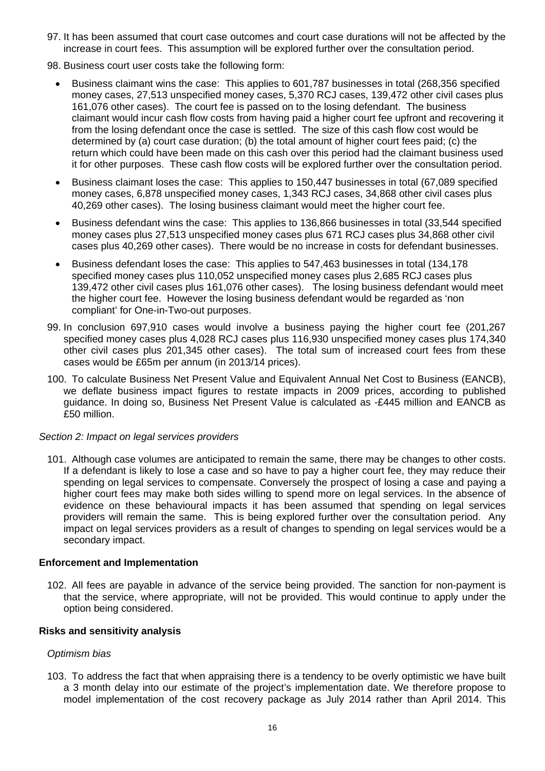97. It has been assumed that court case outcomes and court case durations will not be affected by the increase in court fees. This assumption will be explored further over the consultation period.

98. Business court user costs take the following form:

   - Business claimant wins the case: This applies to 601,787 businesses in total (268,356 specified money cases, 27,513 unspecified money cases, 5,370 RCJ cases, 139,472 other civil cases plus 161,076 other cases). The court fee is passed on to the losing defendant. The business claimant would incur cash flow costs from having paid a higher court fee upfront and recovering it from the losing defendant once the case is settled. The size of this cash flow cost would be determined by (a) court case duration; (b) the total amount of higher court fees paid; (c) the return which could have been made on this cash over this period had the claimant business used it for other purposes. These cash flow costs will be explored further over the consultation period.
   - Business claimant loses the case: This applies to 150,447 businesses in total (67,089 specified money cases, 6,878 unspecified money cases, 1,343 RCJ cases, 34,868 other civil cases plus 40,269 other cases). The losing business claimant would meet the higher court fee.
   - Business defendant wins the case: This applies to 136,866 businesses in total (33,544 specified money cases plus 27,513 unspecified money cases plus 671 RCJ cases plus 34,868 other civil cases plus 40,269 other cases). There would be no increase in costs for defendant businesses.
   - Business defendant loses the case: This applies to 547,463 businesses in total (134,178 specified money cases plus 110,052 unspecified money cases plus 2,685 RCJ cases plus 139,472 other civil cases plus 161,076 other cases). The losing business defendant would meet the higher court fee. However the losing business defendant would be regarded as 'non compliant' for One-in-Two-out purposes.

99. In conclusion 697,910 cases would involve a business paying the higher court fee (201,267 specified money cases plus 4,028 RCJ cases plus 116,930 unspecified money cases plus 174,340 other civil cases plus 201,345 other cases). The total sum of increased court fees from these cases would be £65m per annum (in 2013/14 prices).

100. To calculate Business Net Present Value and Equivalent Annual Net Cost to Business (EANCB), we deflate business impact figures to restate impacts in 2009 prices, according to published guidance. In doing so, Business Net Present Value is calculated as -£445 million and EANCB as £50 million.

*Section 2: Impact on legal services providers*

101. Although case volumes are anticipated to remain the same, there may be changes to other costs. If a defendant is likely to lose a case and so have to pay a higher court fee, they may reduce their spending on legal services to compensate. Conversely the prospect of losing a case and paying a higher court fees may make both sides willing to spend more on legal services. In the absence of evidence on these behavioural impacts it has been assumed that spending on legal services providers will remain the same. This is being explored further over the consultation period. Any impact on legal services providers as a result of changes to spending on legal services would be a secondary impact.

**Enforcement and Implementation**

102. All fees are payable in advance of the service being provided. The sanction for non-payment is that the service, where appropriate, will not be provided. This would continue to apply under the option being considered.

**Risks and sensitivity analysis**

*Optimism bias*

103. To address the fact that when appraising there is a tendency to be overly optimistic we have built a 3 month delay into our estimate of the project's implementation date. We therefore propose to model implementation of the cost recovery package as July 2014 rather than April 2014. This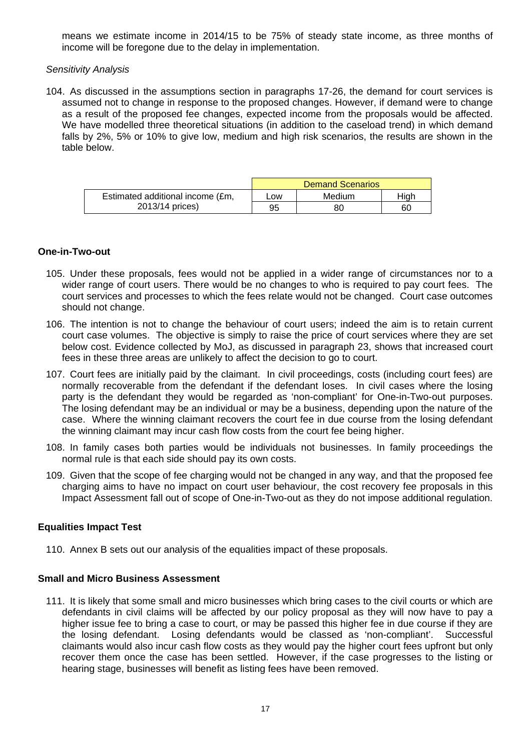means we estimate income in 2014/15 to be 75% of steady state income, as three months of income will be foregone due to the delay in implementation.

*Sensitivity Analysis*

104. As discussed in the assumptions section in paragraphs 17-26, the demand for court services is assumed not to change in response to the proposed changes. However, if demand were to change as a result of the proposed fee changes, expected income from the proposals would be affected. We have modelled three theoretical situations (in addition to the caseload trend) in which demand falls by 2%, 5% or 10% to give low, medium and high risk scenarios, the results are shown in the table below.

| | Demand Scenarios | | |
|---|---|---|---|
| | Low | Medium | High |
| Estimated additional income (£m, 2013/14 prices) | 95 | 80 | 60 |

### One-in-Two-out

105. Under these proposals, fees would not be applied in a wider range of circumstances nor to a wider range of court users. There would be no changes to who is required to pay court fees. The court services and processes to which the fees relate would not be changed. Court case outcomes should not change.

106. The intention is not to change the behaviour of court users; indeed the aim is to retain current court case volumes. The objective is simply to raise the price of court services where they are set below cost. Evidence collected by MoJ, as discussed in paragraph 23, shows that increased court fees in these three areas are unlikely to affect the decision to go to court.

107. Court fees are initially paid by the claimant. In civil proceedings, costs (including court fees) are normally recoverable from the defendant if the defendant loses. In civil cases where the losing party is the defendant they would be regarded as 'non-compliant' for One-in-Two-out purposes. The losing defendant may be an individual or may be a business, depending upon the nature of the case. Where the winning claimant recovers the court fee in due course from the losing defendant the winning claimant may incur cash flow costs from the court fee being higher.

108. In family cases both parties would be individuals not businesses. In family proceedings the normal rule is that each side should pay its own costs.

109. Given that the scope of fee charging would not be changed in any way, and that the proposed fee charging aims to have no impact on court user behaviour, the cost recovery fee proposals in this Impact Assessment fall out of scope of One-in-Two-out as they do not impose additional regulation.

### Equalities Impact Test

110. Annex B sets out our analysis of the equalities impact of these proposals.

### Small and Micro Business Assessment

111. It is likely that some small and micro businesses which bring cases to the civil courts or which are defendants in civil claims will be affected by our policy proposal as they will now have to pay a higher issue fee to bring a case to court, or may be passed this higher fee in due course if they are the losing defendant. Losing defendants would be classed as 'non-compliant'. Successful claimants would also incur cash flow costs as they would pay the higher court fees upfront but only recover them once the case has been settled. However, if the case progresses to the listing or hearing stage, businesses will benefit as listing fees have been removed.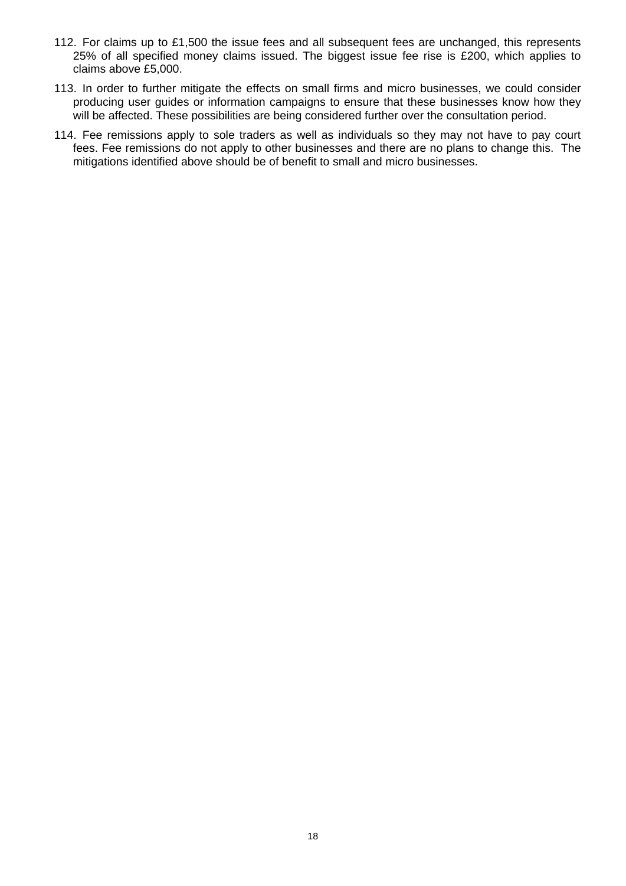112. For claims up to £1,500 the issue fees and all subsequent fees are unchanged, this represents 25% of all specified money claims issued. The biggest issue fee rise is £200, which applies to claims above £5,000.

113. In order to further mitigate the effects on small firms and micro businesses, we could consider producing user guides or information campaigns to ensure that these businesses know how they will be affected. These possibilities are being considered further over the consultation period.

114. Fee remissions apply to sole traders as well as individuals so they may not have to pay court fees. Fee remissions do not apply to other businesses and there are no plans to change this. The mitigations identified above should be of benefit to small and micro businesses.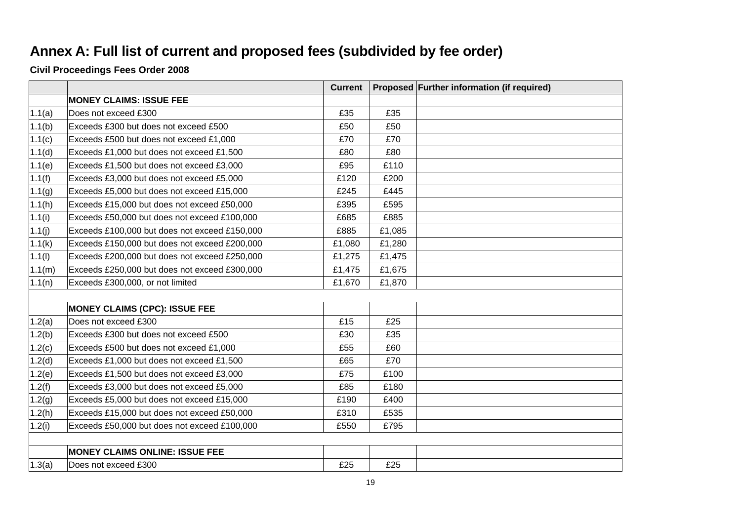# Annex A: Full list of current and proposed fees (subdivided by fee order)

### Civil Proceedings Fees Order 2008

| | | Current | Proposed | Further information (if required) |
|---|---|---|---|---|
| | **MONEY CLAIMS: ISSUE FEE** | | | |
| 1.1(a) | Does not exceed £300 | £35 | £35 | |
| 1.1(b) | Exceeds £300 but does not exceed £500 | £50 | £50 | |
| 1.1(c) | Exceeds £500 but does not exceed £1,000 | £70 | £70 | |
| 1.1(d) | Exceeds £1,000 but does not exceed £1,500 | £80 | £80 | |
| 1.1(e) | Exceeds £1,500 but does not exceed £3,000 | £95 | £110 | |
| 1.1(f) | Exceeds £3,000 but does not exceed £5,000 | £120 | £200 | |
| 1.1(g) | Exceeds £5,000 but does not exceed £15,000 | £245 | £445 | |
| 1.1(h) | Exceeds £15,000 but does not exceed £50,000 | £395 | £595 | |
| 1.1(i) | Exceeds £50,000 but does not exceed £100,000 | £685 | £885 | |
| 1.1(j) | Exceeds £100,000 but does not exceed £150,000 | £885 | £1,085 | |
| 1.1(k) | Exceeds £150,000 but does not exceed £200,000 | £1,080 | £1,280 | |
| 1.1(l) | Exceeds £200,000 but does not exceed £250,000 | £1,275 | £1,475 | |
| 1.1(m) | Exceeds £250,000 but does not exceed £300,000 | £1,475 | £1,675 | |
| 1.1(n) | Exceeds £300,000, or not limited | £1,670 | £1,870 | |
| | | | | |
| | **MONEY CLAIMS (CPC): ISSUE FEE** | | | |
| 1.2(a) | Does not exceed £300 | £15 | £25 | |
| 1.2(b) | Exceeds £300 but does not exceed £500 | £30 | £35 | |
| 1.2(c) | Exceeds £500 but does not exceed £1,000 | £55 | £60 | |
| 1.2(d) | Exceeds £1,000 but does not exceed £1,500 | £65 | £70 | |
| 1.2(e) | Exceeds £1,500 but does not exceed £3,000 | £75 | £100 | |
| 1.2(f) | Exceeds £3,000 but does not exceed £5,000 | £85 | £180 | |
| 1.2(g) | Exceeds £5,000 but does not exceed £15,000 | £190 | £400 | |
| 1.2(h) | Exceeds £15,000 but does not exceed £50,000 | £310 | £535 | |
| 1.2(i) | Exceeds £50,000 but does not exceed £100,000 | £550 | £795 | |
| | | | | |
| | **MONEY CLAIMS ONLINE: ISSUE FEE** | | | |
| 1.3(a) | Does not exceed £300 | £25 | £25 | |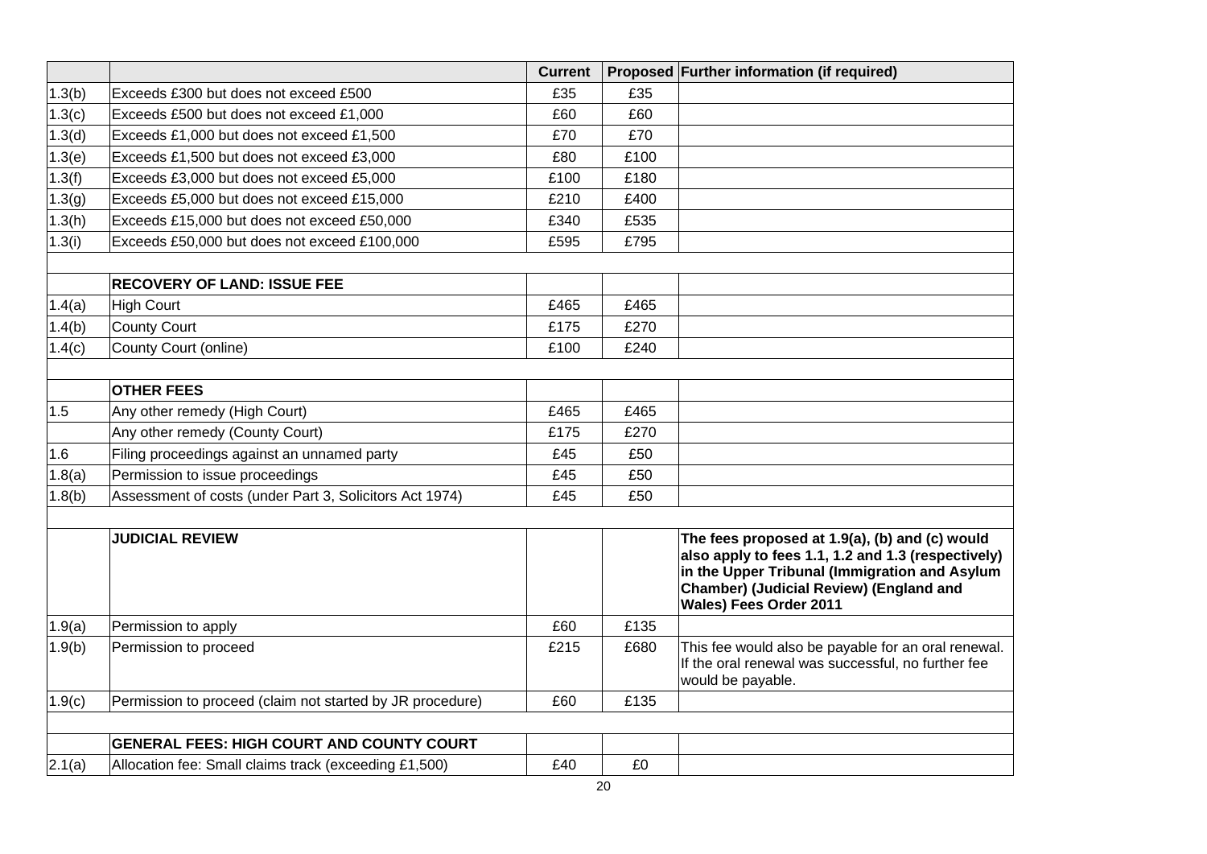| | | Current | Proposed | Further information (if required) |
|---|---|---|---|---|
| 1.3(b) | Exceeds £300 but does not exceed £500 | £35 | £35 | |
| 1.3(c) | Exceeds £500 but does not exceed £1,000 | £60 | £60 | |
| 1.3(d) | Exceeds £1,000 but does not exceed £1,500 | £70 | £70 | |
| 1.3(e) | Exceeds £1,500 but does not exceed £3,000 | £80 | £100 | |
| 1.3(f) | Exceeds £3,000 but does not exceed £5,000 | £100 | £180 | |
| 1.3(g) | Exceeds £5,000 but does not exceed £15,000 | £210 | £400 | |
| 1.3(h) | Exceeds £15,000 but does not exceed £50,000 | £340 | £535 | |
| 1.3(i) | Exceeds £50,000 but does not exceed £100,000 | £595 | £795 | |
| | | | | |
| | **RECOVERY OF LAND: ISSUE FEE** | | | |
| 1.4(a) | High Court | £465 | £465 | |
| 1.4(b) | County Court | £175 | £270 | |
| 1.4(c) | County Court (online) | £100 | £240 | |
| | | | | |
| | **OTHER FEES** | | | |
| 1.5 | Any other remedy (High Court) | £465 | £465 | |
| | Any other remedy (County Court) | £175 | £270 | |
| 1.6 | Filing proceedings against an unnamed party | £45 | £50 | |
| 1.8(a) | Permission to issue proceedings | £45 | £50 | |
| 1.8(b) | Assessment of costs (under Part 3, Solicitors Act 1974) | £45 | £50 | |
| | | | | |
| | **JUDICIAL REVIEW** | | | **The fees proposed at 1.9(a), (b) and (c) would also apply to fees 1.1, 1.2 and 1.3 (respectively) in the Upper Tribunal (Immigration and Asylum Chamber) (Judicial Review) (England and Wales) Fees Order 2011** |
| 1.9(a) | Permission to apply | £60 | £135 | |
| 1.9(b) | Permission to proceed | £215 | £680 | This fee would also be payable for an oral renewal. If the oral renewal was successful, no further fee would be payable. |
| 1.9(c) | Permission to proceed (claim not started by JR procedure) | £60 | £135 | |
| | | | | |
| | **GENERAL FEES: HIGH COURT AND COUNTY COURT** | | | |
| 2.1(a) | Allocation fee: Small claims track (exceeding £1,500) | £40 | £0 | |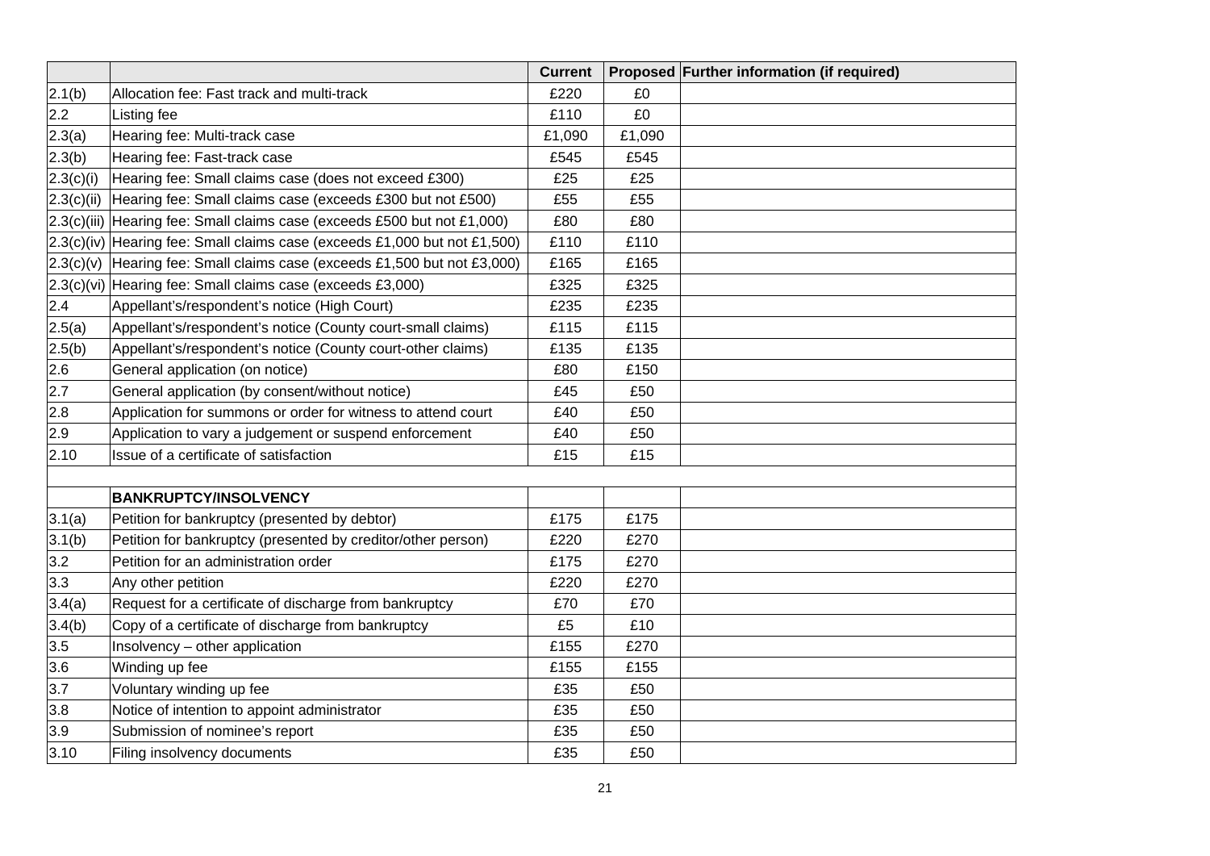| | | Current | Proposed | Further information (if required) |
|---|---|---|---|---|
| 2.1(b) | Allocation fee: Fast track and multi-track | £220 | £0 | |
| 2.2 | Listing fee | £110 | £0 | |
| 2.3(a) | Hearing fee: Multi-track case | £1,090 | £1,090 | |
| 2.3(b) | Hearing fee: Fast-track case | £545 | £545 | |
| 2.3(c)(i) | Hearing fee: Small claims case (does not exceed £300) | £25 | £25 | |
| 2.3(c)(ii) | Hearing fee: Small claims case (exceeds £300 but not £500) | £55 | £55 | |
| 2.3(c)(iii) | Hearing fee: Small claims case (exceeds £500 but not £1,000) | £80 | £80 | |
| 2.3(c)(iv) | Hearing fee: Small claims case (exceeds £1,000 but not £1,500) | £110 | £110 | |
| 2.3(c)(v) | Hearing fee: Small claims case (exceeds £1,500 but not £3,000) | £165 | £165 | |
| 2.3(c)(vi) | Hearing fee: Small claims case (exceeds £3,000) | £325 | £325 | |
| 2.4 | Appellant's/respondent's notice (High Court) | £235 | £235 | |
| 2.5(a) | Appellant's/respondent's notice (County court-small claims) | £115 | £115 | |
| 2.5(b) | Appellant's/respondent's notice (County court-other claims) | £135 | £135 | |
| 2.6 | General application (on notice) | £80 | £150 | |
| 2.7 | General application (by consent/without notice) | £45 | £50 | |
| 2.8 | Application for summons or order for witness to attend court | £40 | £50 | |
| 2.9 | Application to vary a judgement or suspend enforcement | £40 | £50 | |
| 2.10 | Issue of a certificate of satisfaction | £15 | £15 | |
| | | | | |
| | **BANKRUPTCY/INSOLVENCY** | | | |
| 3.1(a) | Petition for bankruptcy (presented by debtor) | £175 | £175 | |
| 3.1(b) | Petition for bankruptcy (presented by creditor/other person) | £220 | £270 | |
| 3.2 | Petition for an administration order | £175 | £270 | |
| 3.3 | Any other petition | £220 | £270 | |
| 3.4(a) | Request for a certificate of discharge from bankruptcy | £70 | £70 | |
| 3.4(b) | Copy of a certificate of discharge from bankruptcy | £5 | £10 | |
| 3.5 | Insolvency – other application | £155 | £270 | |
| 3.6 | Winding up fee | £155 | £155 | |
| 3.7 | Voluntary winding up fee | £35 | £50 | |
| 3.8 | Notice of intention to appoint administrator | £35 | £50 | |
| 3.9 | Submission of nominee's report | £35 | £50 | |
| 3.10 | Filing insolvency documents | £35 | £50 | |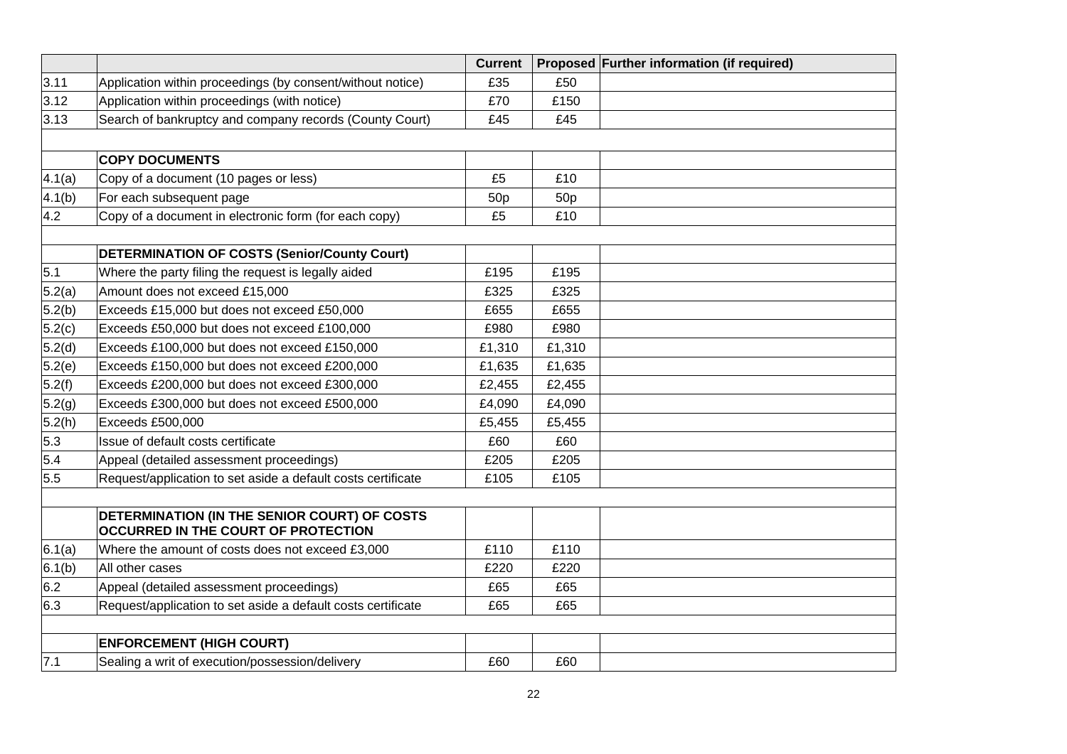| | | Current | Proposed | Further information (if required) |
|---|---|---|---|---|
| 3.11 | Application within proceedings (by consent/without notice) | £35 | £50 | |
| 3.12 | Application within proceedings (with notice) | £70 | £150 | |
| 3.13 | Search of bankruptcy and company records (County Court) | £45 | £45 | |
| | | | | |
| | **COPY DOCUMENTS** | | | |
| 4.1(a) | Copy of a document (10 pages or less) | £5 | £10 | |
| 4.1(b) | For each subsequent page | 50p | 50p | |
| 4.2 | Copy of a document in electronic form (for each copy) | £5 | £10 | |
| | | | | |
| | **DETERMINATION OF COSTS (Senior/County Court)** | | | |
| 5.1 | Where the party filing the request is legally aided | £195 | £195 | |
| 5.2(a) | Amount does not exceed £15,000 | £325 | £325 | |
| 5.2(b) | Exceeds £15,000 but does not exceed £50,000 | £655 | £655 | |
| 5.2(c) | Exceeds £50,000 but does not exceed £100,000 | £980 | £980 | |
| 5.2(d) | Exceeds £100,000 but does not exceed £150,000 | £1,310 | £1,310 | |
| 5.2(e) | Exceeds £150,000 but does not exceed £200,000 | £1,635 | £1,635 | |
| 5.2(f) | Exceeds £200,000 but does not exceed £300,000 | £2,455 | £2,455 | |
| 5.2(g) | Exceeds £300,000 but does not exceed £500,000 | £4,090 | £4,090 | |
| 5.2(h) | Exceeds £500,000 | £5,455 | £5,455 | |
| 5.3 | Issue of default costs certificate | £60 | £60 | |
| 5.4 | Appeal (detailed assessment proceedings) | £205 | £205 | |
| 5.5 | Request/application to set aside a default costs certificate | £105 | £105 | |
| | | | | |
| | **DETERMINATION (IN THE SENIOR COURT) OF COSTS OCCURRED IN THE COURT OF PROTECTION** | | | |
| 6.1(a) | Where the amount of costs does not exceed £3,000 | £110 | £110 | |
| 6.1(b) | All other cases | £220 | £220 | |
| 6.2 | Appeal (detailed assessment proceedings) | £65 | £65 | |
| 6.3 | Request/application to set aside a default costs certificate | £65 | £65 | |
| | | | | |
| | **ENFORCEMENT (HIGH COURT)** | | | |
| 7.1 | Sealing a writ of execution/possession/delivery | £60 | £60 | |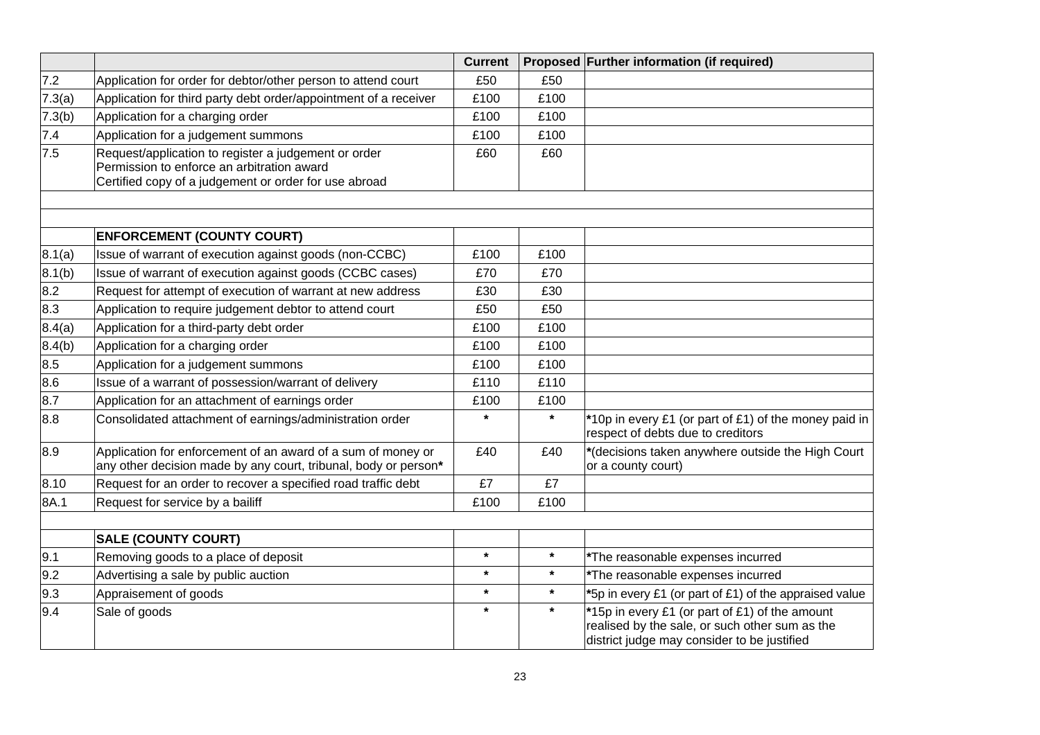| | | Current | Proposed | Further information (if required) |
|---|---|---|---|---|
| 7.2 | Application for order for debtor/other person to attend court | £50 | £50 | |
| 7.3(a) | Application for third party debt order/appointment of a receiver | £100 | £100 | |
| 7.3(b) | Application for a charging order | £100 | £100 | |
| 7.4 | Application for a judgement summons | £100 | £100 | |
| 7.5 | Request/application to register a judgement or order<br>Permission to enforce an arbitration award<br>Certified copy of a judgement or order for use abroad | £60 | £60 | |
| | | | | |
| | | | | |
| | **ENFORCEMENT (COUNTY COURT)** | | | |
| 8.1(a) | Issue of warrant of execution against goods (non-CCBC) | £100 | £100 | |
| 8.1(b) | Issue of warrant of execution against goods (CCBC cases) | £70 | £70 | |
| 8.2 | Request for attempt of execution of warrant at new address | £30 | £30 | |
| 8.3 | Application to require judgement debtor to attend court | £50 | £50 | |
| 8.4(a) | Application for a third-party debt order | £100 | £100 | |
| 8.4(b) | Application for a charging order | £100 | £100 | |
| 8.5 | Application for a judgement summons | £100 | £100 | |
| 8.6 | Issue of a warrant of possession/warrant of delivery | £110 | £110 | |
| 8.7 | Application for an attachment of earnings order | £100 | £100 | |
| 8.8 | Consolidated attachment of earnings/administration order | * | * | *10p in every £1 (or part of £1) of the money paid in respect of debts due to creditors |
| 8.9 | Application for enforcement of an award of a sum of money or any other decision made by any court, tribunal, body or person* | £40 | £40 | *(decisions taken anywhere outside the High Court or a county court) |
| 8.10 | Request for an order to recover a specified road traffic debt | £7 | £7 | |
| 8A.1 | Request for service by a bailiff | £100 | £100 | |
| | | | | |
| | **SALE (COUNTY COURT)** | | | |
| 9.1 | Removing goods to a place of deposit | * | * | *The reasonable expenses incurred |
| 9.2 | Advertising a sale by public auction | * | * | *The reasonable expenses incurred |
| 9.3 | Appraisement of goods | * | * | *5p in every £1 (or part of £1) of the appraised value |
| 9.4 | Sale of goods | * | * | *15p in every £1 (or part of £1) of the amount realised by the sale, or such other sum as the district judge may consider to be justified |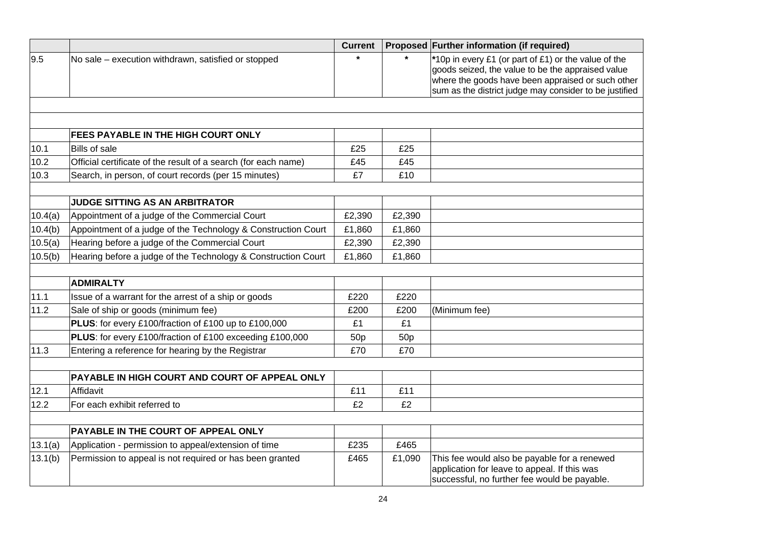| | | Current | Proposed | Further information (if required) |
|---|---|---|---|---|
| 9.5 | No sale – execution withdrawn, satisfied or stopped | * | * | *10p in every £1 (or part of £1) or the value of the goods seized, the value to be the appraised value where the goods have been appraised or such other sum as the district judge may consider to be justified |
| | | | | |
| | | | | |
| | **FEES PAYABLE IN THE HIGH COURT ONLY** | | | |
| 10.1 | Bills of sale | £25 | £25 | |
| 10.2 | Official certificate of the result of a search (for each name) | £45 | £45 | |
| 10.3 | Search, in person, of court records (per 15 minutes) | £7 | £10 | |
| | | | | |
| | **JUDGE SITTING AS AN ARBITRATOR** | | | |
| 10.4(a) | Appointment of a judge of the Commercial Court | £2,390 | £2,390 | |
| 10.4(b) | Appointment of a judge of the Technology & Construction Court | £1,860 | £1,860 | |
| 10.5(a) | Hearing before a judge of the Commercial Court | £2,390 | £2,390 | |
| 10.5(b) | Hearing before a judge of the Technology & Construction Court | £1,860 | £1,860 | |
| | | | | |
| | **ADMIRALTY** | | | |
| 11.1 | Issue of a warrant for the arrest of a ship or goods | £220 | £220 | |
| 11.2 | Sale of ship or goods (minimum fee) | £200 | £200 | (Minimum fee) |
| | **PLUS**: for every £100/fraction of £100 up to £100,000 | £1 | £1 | |
| | **PLUS**: for every £100/fraction of £100 exceeding £100,000 | 50p | 50p | |
| 11.3 | Entering a reference for hearing by the Registrar | £70 | £70 | |
| | | | | |
| | **PAYABLE IN HIGH COURT AND COURT OF APPEAL ONLY** | | | |
| 12.1 | Affidavit | £11 | £11 | |
| 12.2 | For each exhibit referred to | £2 | £2 | |
| | | | | |
| | **PAYABLE IN THE COURT OF APPEAL ONLY** | | | |
| 13.1(a) | Application - permission to appeal/extension of time | £235 | £465 | |
| 13.1(b) | Permission to appeal is not required or has been granted | £465 | £1,090 | This fee would also be payable for a renewed application for leave to appeal. If this was successful, no further fee would be payable. |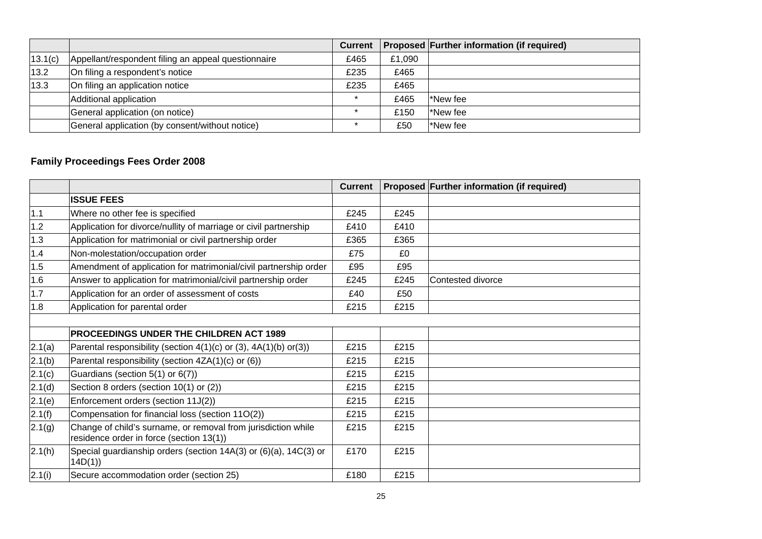| | | Current | Proposed | Further information (if required) |
|---|---|---|---|---|
| 13.1(c) | Appellant/respondent filing an appeal questionnaire | £465 | £1,090 | |
| 13.2 | On filing a respondent's notice | £235 | £465 | |
| 13.3 | On filing an application notice | £235 | £465 | |
| | Additional application | * | £465 | *New fee |
| | General application (on notice) | * | £150 | *New fee |
| | General application (by consent/without notice) | * | £50 | *New fee |

**Family Proceedings Fees Order 2008**

| | | Current | Proposed | Further information (if required) |
|---|---|---|---|---|
| | **ISSUE FEES** | | | |
| 1.1 | Where no other fee is specified | £245 | £245 | |
| 1.2 | Application for divorce/nullity of marriage or civil partnership | £410 | £410 | |
| 1.3 | Application for matrimonial or civil partnership order | £365 | £365 | |
| 1.4 | Non-molestation/occupation order | £75 | £0 | |
| 1.5 | Amendment of application for matrimonial/civil partnership order | £95 | £95 | |
| 1.6 | Answer to application for matrimonial/civil partnership order | £245 | £245 | Contested divorce |
| 1.7 | Application for an order of assessment of costs | £40 | £50 | |
| 1.8 | Application for parental order | £215 | £215 | |
| | | | | |
| | **PROCEEDINGS UNDER THE CHILDREN ACT 1989** | | | |
| 2.1(a) | Parental responsibility (section 4(1)(c) or (3), 4A(1)(b) or(3)) | £215 | £215 | |
| 2.1(b) | Parental responsibility (section 4ZA(1)(c) or (6)) | £215 | £215 | |
| 2.1(c) | Guardians (section 5(1) or 6(7)) | £215 | £215 | |
| 2.1(d) | Section 8 orders (section 10(1) or (2)) | £215 | £215 | |
| 2.1(e) | Enforcement orders (section 11J(2)) | £215 | £215 | |
| 2.1(f) | Compensation for financial loss (section 11O(2)) | £215 | £215 | |
| 2.1(g) | Change of child's surname, or removal from jurisdiction while residence order in force (section 13(1)) | £215 | £215 | |
| 2.1(h) | Special guardianship orders (section 14A(3) or (6)(a), 14C(3) or 14D(1)) | £170 | £215 | |
| 2.1(i) | Secure accommodation order (section 25) | £180 | £215 | |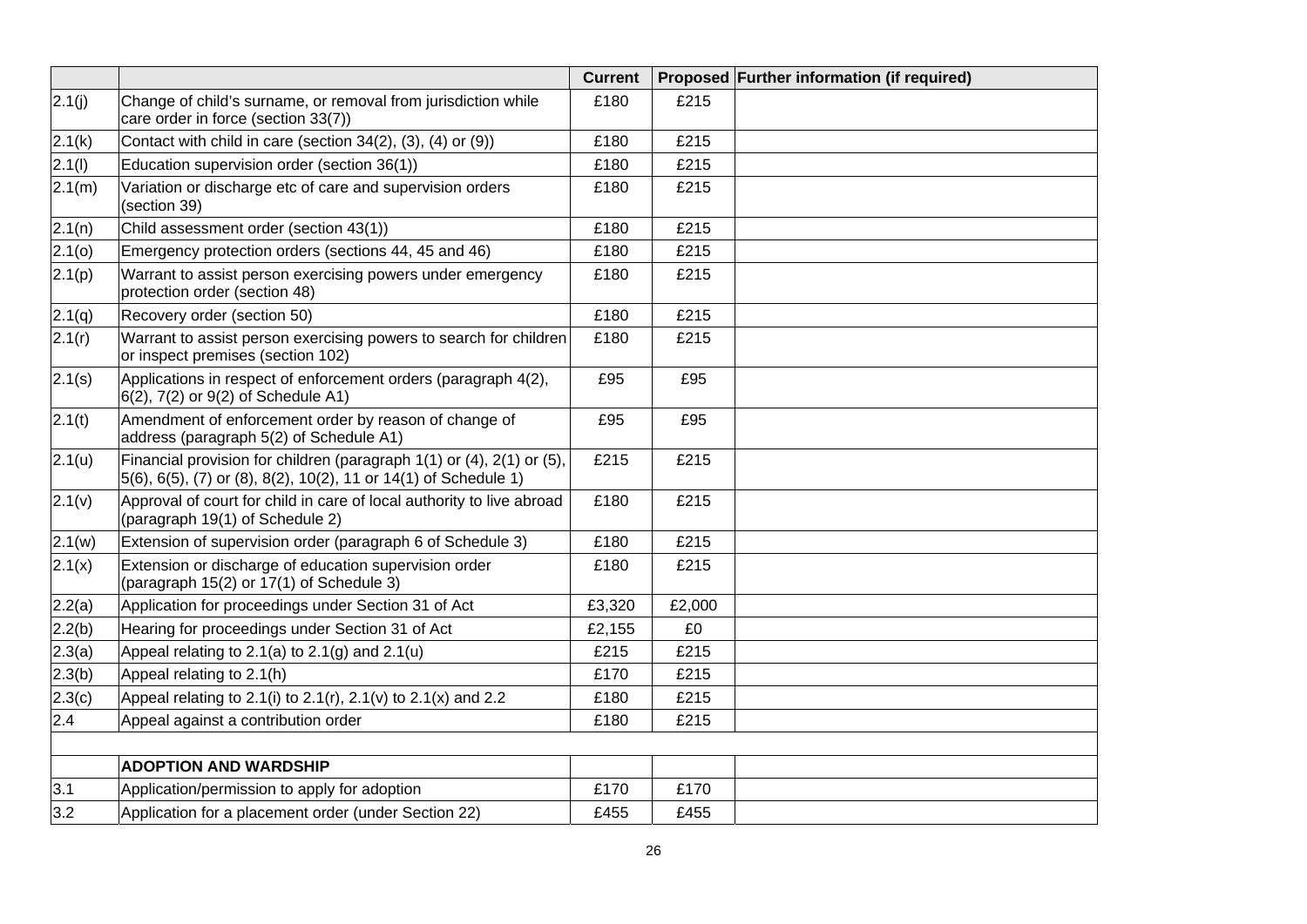| | | Current | Proposed | Further information (if required) |
|---|---|---|---|---|
| 2.1(j) | Change of child's surname, or removal from jurisdiction while care order in force (section 33(7)) | £180 | £215 | |
| 2.1(k) | Contact with child in care (section 34(2), (3), (4) or (9)) | £180 | £215 | |
| 2.1(l) | Education supervision order (section 36(1)) | £180 | £215 | |
| 2.1(m) | Variation or discharge etc of care and supervision orders (section 39) | £180 | £215 | |
| 2.1(n) | Child assessment order (section 43(1)) | £180 | £215 | |
| 2.1(o) | Emergency protection orders (sections 44, 45 and 46) | £180 | £215 | |
| 2.1(p) | Warrant to assist person exercising powers under emergency protection order (section 48) | £180 | £215 | |
| 2.1(q) | Recovery order (section 50) | £180 | £215 | |
| 2.1(r) | Warrant to assist person exercising powers to search for children or inspect premises (section 102) | £180 | £215 | |
| 2.1(s) | Applications in respect of enforcement orders (paragraph 4(2), 6(2), 7(2) or 9(2) of Schedule A1) | £95 | £95 | |
| 2.1(t) | Amendment of enforcement order by reason of change of address (paragraph 5(2) of Schedule A1) | £95 | £95 | |
| 2.1(u) | Financial provision for children (paragraph 1(1) or (4), 2(1) or (5), 5(6), 6(5), (7) or (8), 8(2), 10(2), 11 or 14(1) of Schedule 1) | £215 | £215 | |
| 2.1(v) | Approval of court for child in care of local authority to live abroad (paragraph 19(1) of Schedule 2) | £180 | £215 | |
| 2.1(w) | Extension of supervision order (paragraph 6 of Schedule 3) | £180 | £215 | |
| 2.1(x) | Extension or discharge of education supervision order (paragraph 15(2) or 17(1) of Schedule 3) | £180 | £215 | |
| 2.2(a) | Application for proceedings under Section 31 of Act | £3,320 | £2,000 | |
| 2.2(b) | Hearing for proceedings under Section 31 of Act | £2,155 | £0 | |
| 2.3(a) | Appeal relating to 2.1(a) to 2.1(g) and 2.1(u) | £215 | £215 | |
| 2.3(b) | Appeal relating to 2.1(h) | £170 | £215 | |
| 2.3(c) | Appeal relating to 2.1(i) to 2.1(r), 2.1(v) to 2.1(x) and 2.2 | £180 | £215 | |
| 2.4 | Appeal against a contribution order | £180 | £215 | |
| | | | | |
| | **ADOPTION AND WARDSHIP** | | | |
| 3.1 | Application/permission to apply for adoption | £170 | £170 | |
| 3.2 | Application for a placement order (under Section 22) | £455 | £455 | |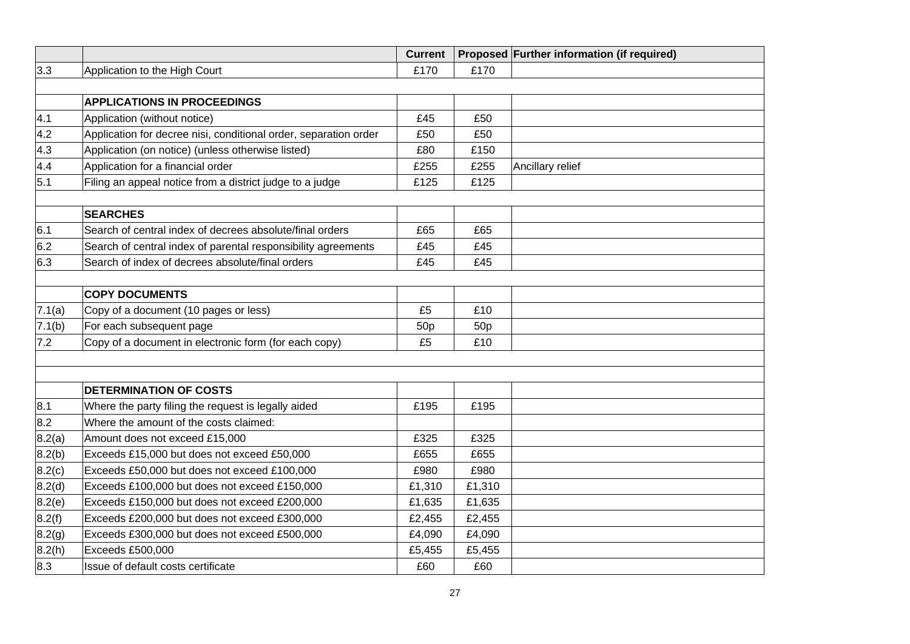| | | Current | Proposed | Further information (if required) |
|---|---|---|---|---|
| 3.3 | Application to the High Court | £170 | £170 | |
| | | | | |
| | **APPLICATIONS IN PROCEEDINGS** | | | |
| 4.1 | Application (without notice) | £45 | £50 | |
| 4.2 | Application for decree nisi, conditional order, separation order | £50 | £50 | |
| 4.3 | Application (on notice) (unless otherwise listed) | £80 | £150 | |
| 4.4 | Application for a financial order | £255 | £255 | Ancillary relief |
| 5.1 | Filing an appeal notice from a district judge to a judge | £125 | £125 | |
| | | | | |
| | **SEARCHES** | | | |
| 6.1 | Search of central index of decrees absolute/final orders | £65 | £65 | |
| 6.2 | Search of central index of parental responsibility agreements | £45 | £45 | |
| 6.3 | Search of index of decrees absolute/final orders | £45 | £45 | |
| | | | | |
| | **COPY DOCUMENTS** | | | |
| 7.1(a) | Copy of a document (10 pages or less) | £5 | £10 | |
| 7.1(b) | For each subsequent page | 50p | 50p | |
| 7.2 | Copy of a document in electronic form (for each copy) | £5 | £10 | |
| | | | | |
| | | | | |
| | **DETERMINATION OF COSTS** | | | |
| 8.1 | Where the party filing the request is legally aided | £195 | £195 | |
| 8.2 | Where the amount of the costs claimed: | | | |
| 8.2(a) | Amount does not exceed £15,000 | £325 | £325 | |
| 8.2(b) | Exceeds £15,000 but does not exceed £50,000 | £655 | £655 | |
| 8.2(c) | Exceeds £50,000 but does not exceed £100,000 | £980 | £980 | |
| 8.2(d) | Exceeds £100,000 but does not exceed £150,000 | £1,310 | £1,310 | |
| 8.2(e) | Exceeds £150,000 but does not exceed £200,000 | £1,635 | £1,635 | |
| 8.2(f) | Exceeds £200,000 but does not exceed £300,000 | £2,455 | £2,455 | |
| 8.2(g) | Exceeds £300,000 but does not exceed £500,000 | £4,090 | £4,090 | |
| 8.2(h) | Exceeds £500,000 | £5,455 | £5,455 | |
| 8.3 | Issue of default costs certificate | £60 | £60 | |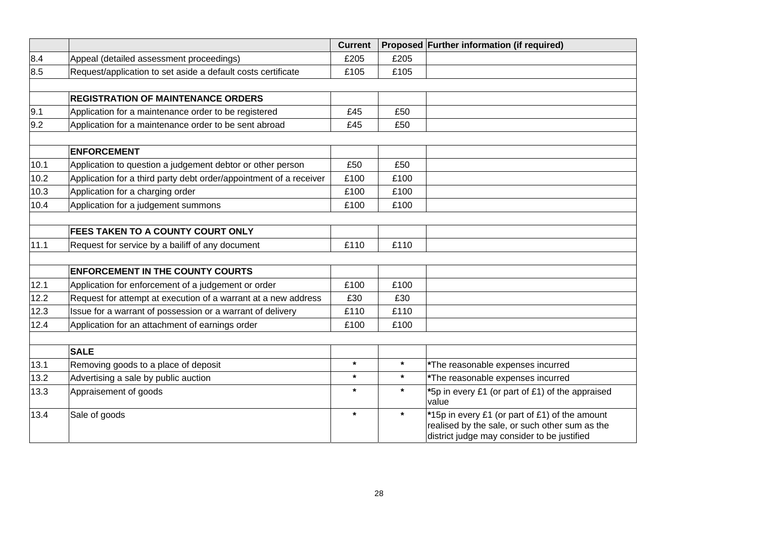| | | Current | Proposed | Further information (if required) |
|---|---|---|---|---|
| 8.4 | Appeal (detailed assessment proceedings) | £205 | £205 | |
| 8.5 | Request/application to set aside a default costs certificate | £105 | £105 | |
| | | | | |
| | **REGISTRATION OF MAINTENANCE ORDERS** | | | |
| 9.1 | Application for a maintenance order to be registered | £45 | £50 | |
| 9.2 | Application for a maintenance order to be sent abroad | £45 | £50 | |
| | | | | |
| | **ENFORCEMENT** | | | |
| 10.1 | Application to question a judgement debtor or other person | £50 | £50 | |
| 10.2 | Application for a third party debt order/appointment of a receiver | £100 | £100 | |
| 10.3 | Application for a charging order | £100 | £100 | |
| 10.4 | Application for a judgement summons | £100 | £100 | |
| | | | | |
| | **FEES TAKEN TO A COUNTY COURT ONLY** | | | |
| 11.1 | Request for service by a bailiff of any document | £110 | £110 | |
| | | | | |
| | **ENFORCEMENT IN THE COUNTY COURTS** | | | |
| 12.1 | Application for enforcement of a judgement or order | £100 | £100 | |
| 12.2 | Request for attempt at execution of a warrant at a new address | £30 | £30 | |
| 12.3 | Issue for a warrant of possession or a warrant of delivery | £110 | £110 | |
| 12.4 | Application for an attachment of earnings order | £100 | £100 | |
| | | | | |
| | **SALE** | | | |
| 13.1 | Removing goods to a place of deposit | * | * | *The reasonable expenses incurred |
| 13.2 | Advertising a sale by public auction | * | * | *The reasonable expenses incurred |
| 13.3 | Appraisement of goods | * | * | *5p in every £1 (or part of £1) of the appraised value |
| 13.4 | Sale of goods | * | * | *15p in every £1 (or part of £1) of the amount realised by the sale, or such other sum as the district judge may consider to be justified |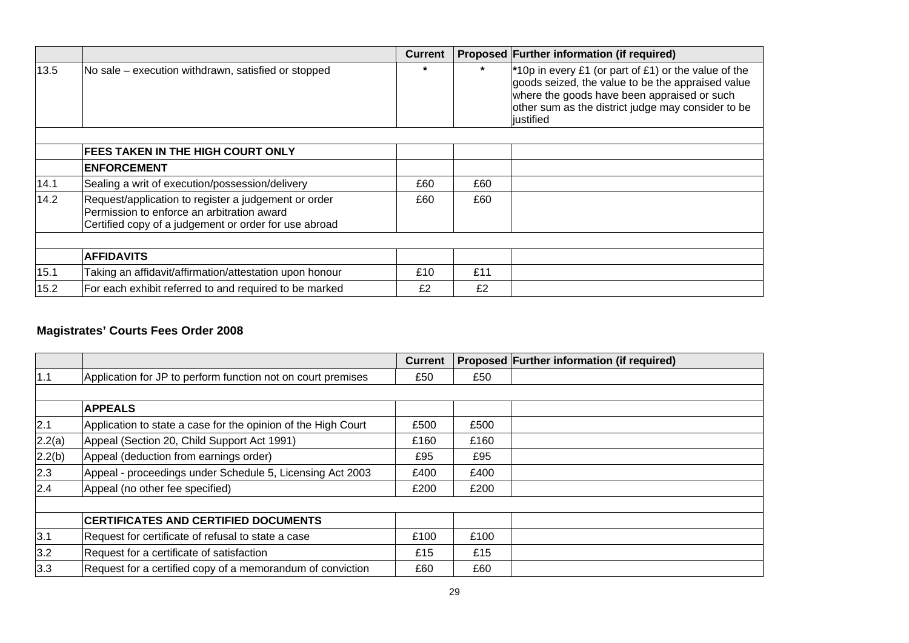| | | Current | Proposed | Further information (if required) |
|---|---|---|---|---|
| 13.5 | No sale – execution withdrawn, satisfied or stopped | * | * | *10p in every £1 (or part of £1) or the value of the goods seized, the value to be the appraised value where the goods have been appraised or such other sum as the district judge may consider to be justified |
| | | | | |
| | **FEES TAKEN IN THE HIGH COURT ONLY** | | | |
| | **ENFORCEMENT** | | | |
| 14.1 | Sealing a writ of execution/possession/delivery | £60 | £60 | |
| 14.2 | Request/application to register a judgement or order<br>Permission to enforce an arbitration award<br>Certified copy of a judgement or order for use abroad | £60 | £60 | |
| | | | | |
| | **AFFIDAVITS** | | | |
| 15.1 | Taking an affidavit/affirmation/attestation upon honour | £10 | £11 | |
| 15.2 | For each exhibit referred to and required to be marked | £2 | £2 | |

## Magistrates' Courts Fees Order 2008

| | | Current | Proposed | Further information (if required) |
|---|---|---|---|---|
| 1.1 | Application for JP to perform function not on court premises | £50 | £50 | |
| | | | | |
| | **APPEALS** | | | |
| 2.1 | Application to state a case for the opinion of the High Court | £500 | £500 | |
| 2.2(a) | Appeal (Section 20, Child Support Act 1991) | £160 | £160 | |
| 2.2(b) | Appeal (deduction from earnings order) | £95 | £95 | |
| 2.3 | Appeal - proceedings under Schedule 5, Licensing Act 2003 | £400 | £400 | |
| 2.4 | Appeal (no other fee specified) | £200 | £200 | |
| | | | | |
| | **CERTIFICATES AND CERTIFIED DOCUMENTS** | | | |
| 3.1 | Request for certificate of refusal to state a case | £100 | £100 | |
| 3.2 | Request for a certificate of satisfaction | £15 | £15 | |
| 3.3 | Request for a certified copy of a memorandum of conviction | £60 | £60 | |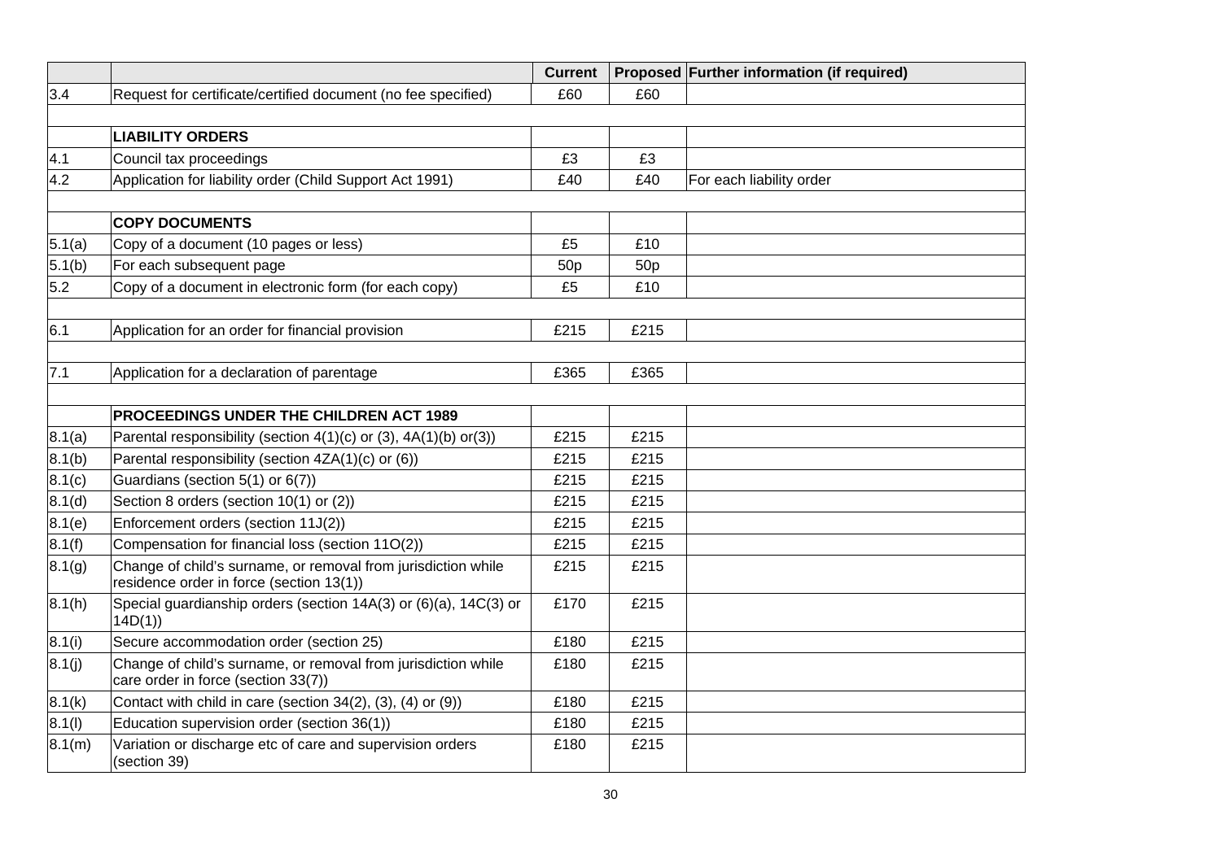| | | Current | Proposed | Further information (if required) |
|---|---|---|---|---|
| 3.4 | Request for certificate/certified document (no fee specified) | £60 | £60 | |
| | | | | |
| | **LIABILITY ORDERS** | | | |
| 4.1 | Council tax proceedings | £3 | £3 | |
| 4.2 | Application for liability order (Child Support Act 1991) | £40 | £40 | For each liability order |
| | | | | |
| | **COPY DOCUMENTS** | | | |
| 5.1(a) | Copy of a document (10 pages or less) | £5 | £10 | |
| 5.1(b) | For each subsequent page | 50p | 50p | |
| 5.2 | Copy of a document in electronic form (for each copy) | £5 | £10 | |
| | | | | |
| 6.1 | Application for an order for financial provision | £215 | £215 | |
| | | | | |
| 7.1 | Application for a declaration of parentage | £365 | £365 | |
| | | | | |
| | **PROCEEDINGS UNDER THE CHILDREN ACT 1989** | | | |
| 8.1(a) | Parental responsibility (section 4(1)(c) or (3), 4A(1)(b) or(3)) | £215 | £215 | |
| 8.1(b) | Parental responsibility (section 4ZA(1)(c) or (6)) | £215 | £215 | |
| 8.1(c) | Guardians (section 5(1) or 6(7)) | £215 | £215 | |
| 8.1(d) | Section 8 orders (section 10(1) or (2)) | £215 | £215 | |
| 8.1(e) | Enforcement orders (section 11J(2)) | £215 | £215 | |
| 8.1(f) | Compensation for financial loss (section 11O(2)) | £215 | £215 | |
| 8.1(g) | Change of child's surname, or removal from jurisdiction while residence order in force (section 13(1)) | £215 | £215 | |
| 8.1(h) | Special guardianship orders (section 14A(3) or (6)(a), 14C(3) or 14D(1)) | £170 | £215 | |
| 8.1(i) | Secure accommodation order (section 25) | £180 | £215 | |
| 8.1(j) | Change of child's surname, or removal from jurisdiction while care order in force (section 33(7)) | £180 | £215 | |
| 8.1(k) | Contact with child in care (section 34(2), (3), (4) or (9)) | £180 | £215 | |
| 8.1(l) | Education supervision order (section 36(1)) | £180 | £215 | |
| 8.1(m) | Variation or discharge etc of care and supervision orders (section 39) | £180 | £215 | |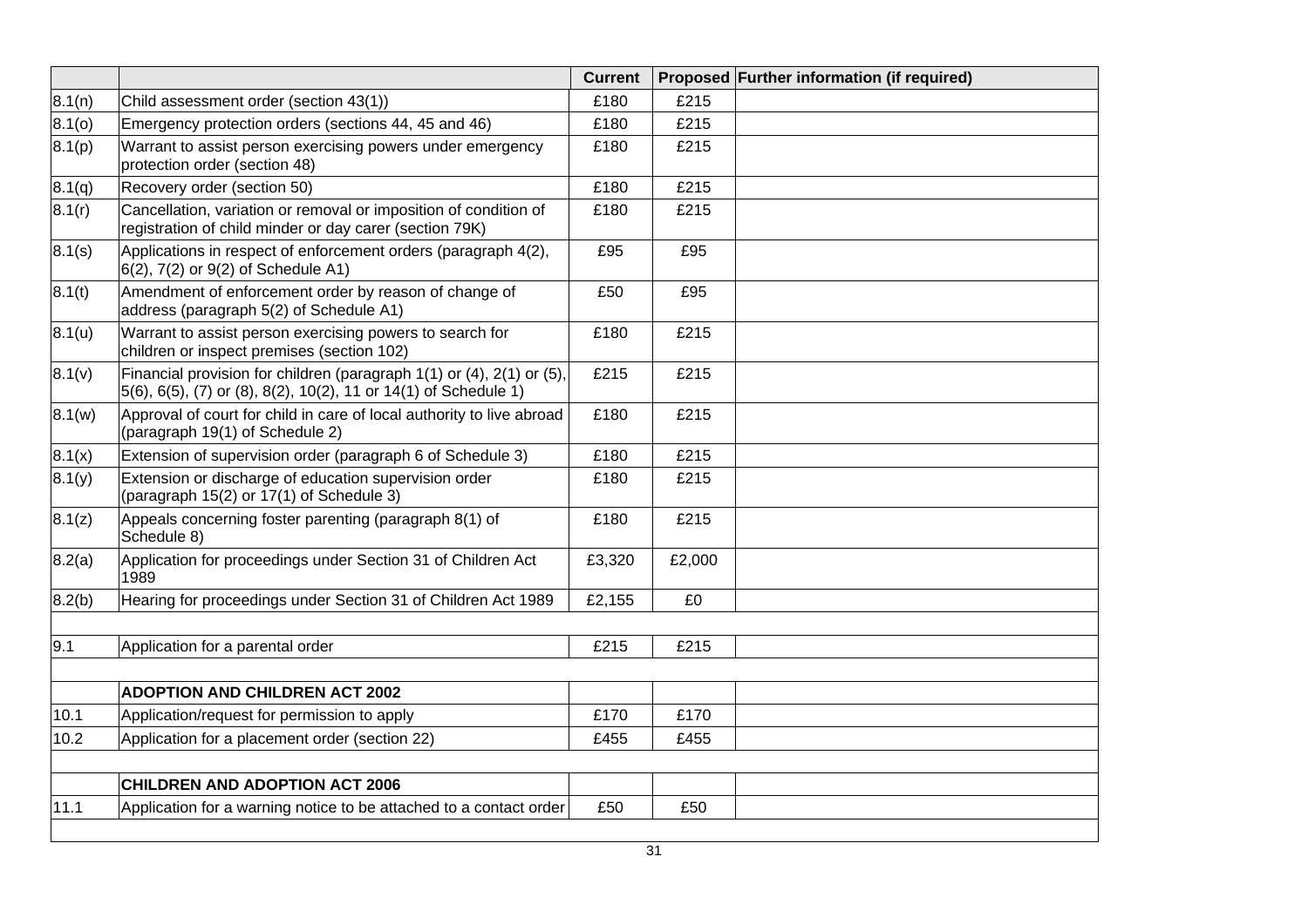| | | Current | Proposed | Further information (if required) |
|---|---|---|---|---|
| 8.1(n) | Child assessment order (section 43(1)) | £180 | £215 | |
| 8.1(o) | Emergency protection orders (sections 44, 45 and 46) | £180 | £215 | |
| 8.1(p) | Warrant to assist person exercising powers under emergency protection order (section 48) | £180 | £215 | |
| 8.1(q) | Recovery order (section 50) | £180 | £215 | |
| 8.1(r) | Cancellation, variation or removal or imposition of condition of registration of child minder or day carer (section 79K) | £180 | £215 | |
| 8.1(s) | Applications in respect of enforcement orders (paragraph 4(2), 6(2), 7(2) or 9(2) of Schedule A1) | £95 | £95 | |
| 8.1(t) | Amendment of enforcement order by reason of change of address (paragraph 5(2) of Schedule A1) | £50 | £95 | |
| 8.1(u) | Warrant to assist person exercising powers to search for children or inspect premises (section 102) | £180 | £215 | |
| 8.1(v) | Financial provision for children (paragraph 1(1) or (4), 2(1) or (5), 5(6), 6(5), (7) or (8), 8(2), 10(2), 11 or 14(1) of Schedule 1) | £215 | £215 | |
| 8.1(w) | Approval of court for child in care of local authority to live abroad (paragraph 19(1) of Schedule 2) | £180 | £215 | |
| 8.1(x) | Extension of supervision order (paragraph 6 of Schedule 3) | £180 | £215 | |
| 8.1(y) | Extension or discharge of education supervision order (paragraph 15(2) or 17(1) of Schedule 3) | £180 | £215 | |
| 8.1(z) | Appeals concerning foster parenting (paragraph 8(1) of Schedule 8) | £180 | £215 | |
| 8.2(a) | Application for proceedings under Section 31 of Children Act 1989 | £3,320 | £2,000 | |
| 8.2(b) | Hearing for proceedings under Section 31 of Children Act 1989 | £2,155 | £0 | |
| | | | | |
| 9.1 | Application for a parental order | £215 | £215 | |
| | | | | |
| | **ADOPTION AND CHILDREN ACT 2002** | | | |
| 10.1 | Application/request for permission to apply | £170 | £170 | |
| 10.2 | Application for a placement order (section 22) | £455 | £455 | |
| | | | | |
| | **CHILDREN AND ADOPTION ACT 2006** | | | |
| 11.1 | Application for a warning notice to be attached to a contact order | £50 | £50 | |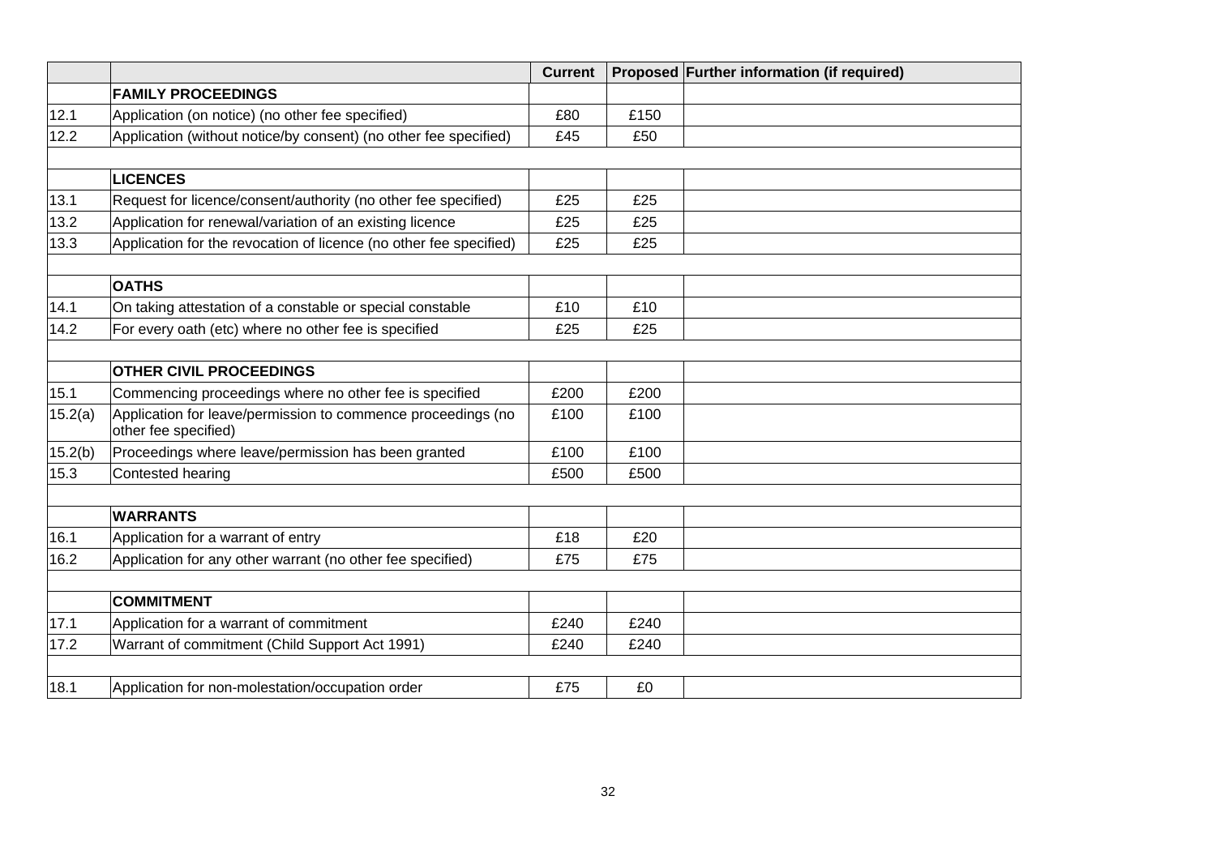| | | Current | Proposed | Further information (if required) |
|---|---|---|---|---|
| | **FAMILY PROCEEDINGS** | | | |
| 12.1 | Application (on notice) (no other fee specified) | £80 | £150 | |
| 12.2 | Application (without notice/by consent) (no other fee specified) | £45 | £50 | |
| | | | | |
| | **LICENCES** | | | |
| 13.1 | Request for licence/consent/authority (no other fee specified) | £25 | £25 | |
| 13.2 | Application for renewal/variation of an existing licence | £25 | £25 | |
| 13.3 | Application for the revocation of licence (no other fee specified) | £25 | £25 | |
| | | | | |
| | **OATHS** | | | |
| 14.1 | On taking attestation of a constable or special constable | £10 | £10 | |
| 14.2 | For every oath (etc) where no other fee is specified | £25 | £25 | |
| | | | | |
| | **OTHER CIVIL PROCEEDINGS** | | | |
| 15.1 | Commencing proceedings where no other fee is specified | £200 | £200 | |
| 15.2(a) | Application for leave/permission to commence proceedings (no other fee specified) | £100 | £100 | |
| 15.2(b) | Proceedings where leave/permission has been granted | £100 | £100 | |
| 15.3 | Contested hearing | £500 | £500 | |
| | | | | |
| | **WARRANTS** | | | |
| 16.1 | Application for a warrant of entry | £18 | £20 | |
| 16.2 | Application for any other warrant (no other fee specified) | £75 | £75 | |
| | | | | |
| | **COMMITMENT** | | | |
| 17.1 | Application for a warrant of commitment | £240 | £240 | |
| 17.2 | Warrant of commitment (Child Support Act 1991) | £240 | £240 | |
| | | | | |
| 18.1 | Application for non-molestation/occupation order | £75 | £0 | |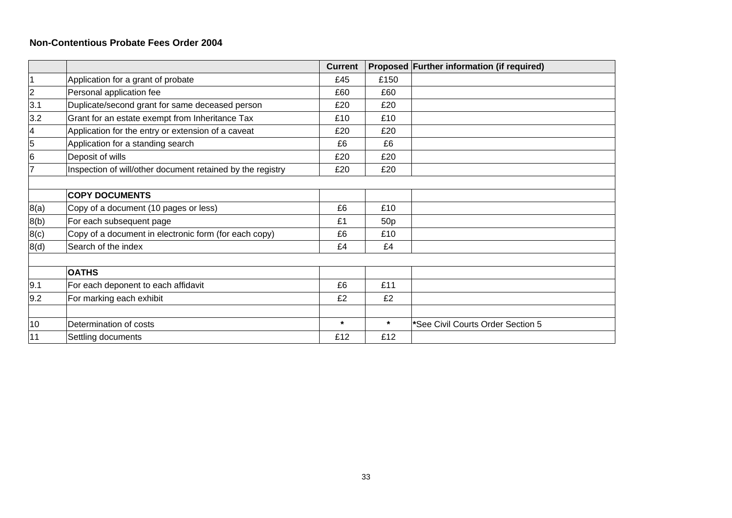**Non-Contentious Probate Fees Order 2004**

| | | Current | Proposed | Further information (if required) |
|---|---|---|---|---|
| 1 | Application for a grant of probate | £45 | £150 | |
| 2 | Personal application fee | £60 | £60 | |
| 3.1 | Duplicate/second grant for same deceased person | £20 | £20 | |
| 3.2 | Grant for an estate exempt from Inheritance Tax | £10 | £10 | |
| 4 | Application for the entry or extension of a caveat | £20 | £20 | |
| 5 | Application for a standing search | £6 | £6 | |
| 6 | Deposit of wills | £20 | £20 | |
| 7 | Inspection of will/other document retained by the registry | £20 | £20 | |
| | | | | |
| | **COPY DOCUMENTS** | | | |
| 8(a) | Copy of a document (10 pages or less) | £6 | £10 | |
| 8(b) | For each subsequent page | £1 | 50p | |
| 8(c) | Copy of a document in electronic form (for each copy) | £6 | £10 | |
| 8(d) | Search of the index | £4 | £4 | |
| | | | | |
| | **OATHS** | | | |
| 9.1 | For each deponent to each affidavit | £6 | £11 | |
| 9.2 | For marking each exhibit | £2 | £2 | |
| | | | | |
| 10 | Determination of costs | * | * | *See Civil Courts Order Section 5 |
| 11 | Settling documents | £12 | £12 | |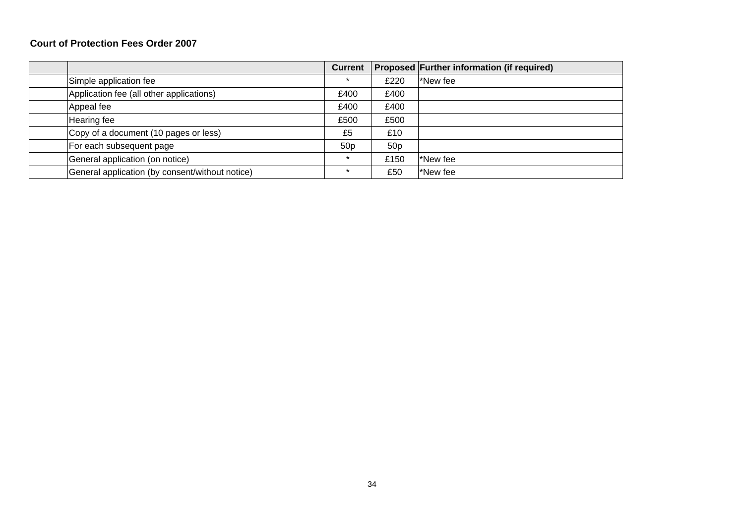**Court of Protection Fees Order 2007**

| | | Current | Proposed | Further information (if required) |
|---|---|---|---|---|
| | Simple application fee | * | £220 | *New fee |
| | Application fee (all other applications) | £400 | £400 | |
| | Appeal fee | £400 | £400 | |
| | Hearing fee | £500 | £500 | |
| | Copy of a document (10 pages or less) | £5 | £10 | |
| | For each subsequent page | 50p | 50p | |
| | General application (on notice) | * | £150 | *New fee |
| | General application (by consent/without notice) | * | £50 | *New fee |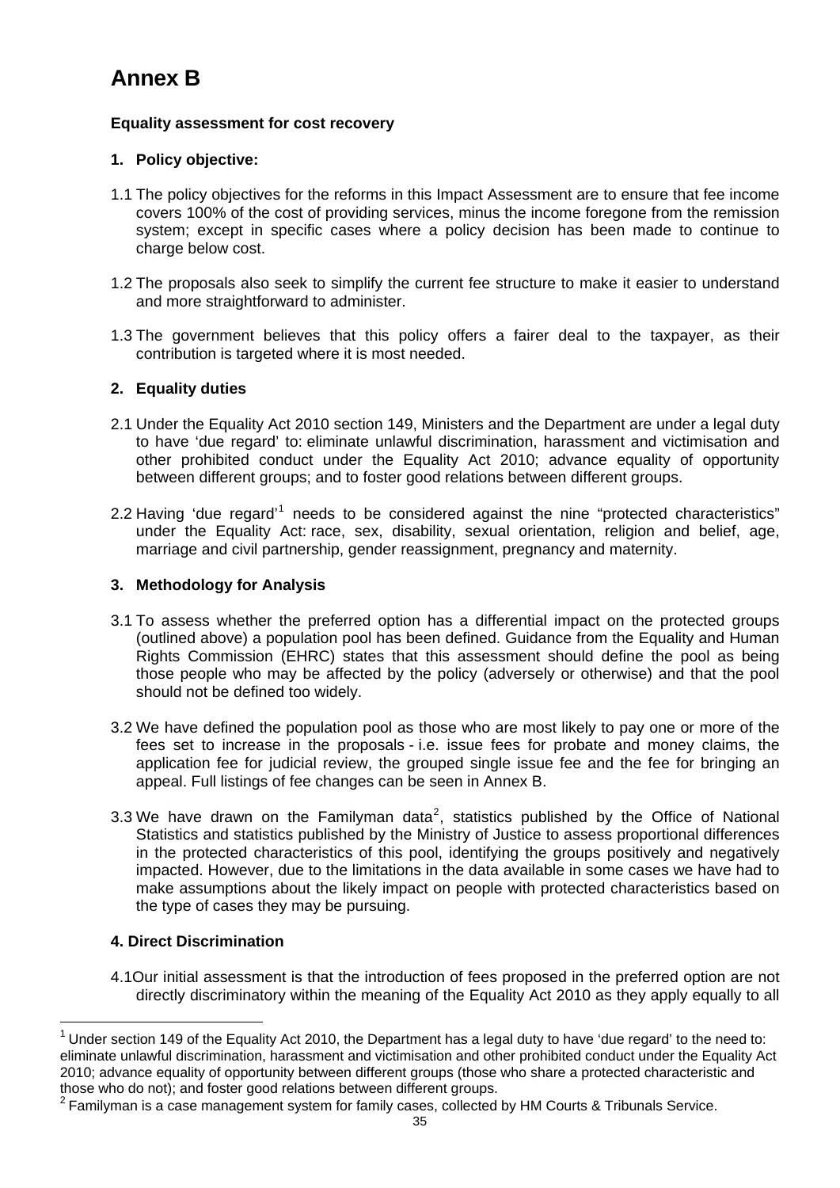# Annex B

**Equality assessment for cost recovery**

**1. Policy objective:**

1.1 The policy objectives for the reforms in this Impact Assessment are to ensure that fee income covers 100% of the cost of providing services, minus the income foregone from the remission system; except in specific cases where a policy decision has been made to continue to charge below cost.

1.2 The proposals also seek to simplify the current fee structure to make it easier to understand and more straightforward to administer.

1.3 The government believes that this policy offers a fairer deal to the taxpayer, as their contribution is targeted where it is most needed.

**2. Equality duties**

2.1 Under the Equality Act 2010 section 149, Ministers and the Department are under a legal duty to have 'due regard' to: eliminate unlawful discrimination, harassment and victimisation and other prohibited conduct under the Equality Act 2010; advance equality of opportunity between different groups; and to foster good relations between different groups.

2.2 Having 'due regard'[1] needs to be considered against the nine "protected characteristics" under the Equality Act: race, sex, disability, sexual orientation, religion and belief, age, marriage and civil partnership, gender reassignment, pregnancy and maternity.

**3. Methodology for Analysis**

3.1 To assess whether the preferred option has a differential impact on the protected groups (outlined above) a population pool has been defined. Guidance from the Equality and Human Rights Commission (EHRC) states that this assessment should define the pool as being those people who may be affected by the policy (adversely or otherwise) and that the pool should not be defined too widely.

3.2 We have defined the population pool as those who are most likely to pay one or more of the fees set to increase in the proposals - i.e. issue fees for probate and money claims, the application fee for judicial review, the grouped single issue fee and the fee for bringing an appeal. Full listings of fee changes can be seen in Annex B.

3.3 We have drawn on the Familyman data[2], statistics published by the Office of National Statistics and statistics published by the Ministry of Justice to assess proportional differences in the protected characteristics of this pool, identifying the groups positively and negatively impacted. However, due to the limitations in the data available in some cases we have had to make assumptions about the likely impact on people with protected characteristics based on the type of cases they may be pursuing.

**4. Direct Discrimination**

4.1 Our initial assessment is that the introduction of fees proposed in the preferred option are not directly discriminatory within the meaning of the Equality Act 2010 as they apply equally to all

---

[1] Under section 149 of the Equality Act 2010, the Department has a legal duty to have 'due regard' to the need to: eliminate unlawful discrimination, harassment and victimisation and other prohibited conduct under the Equality Act 2010; advance equality of opportunity between different groups (those who share a protected characteristic and those who do not); and foster good relations between different groups.

[2] Familyman is a case management system for family cases, collected by HM Courts & Tribunals Service.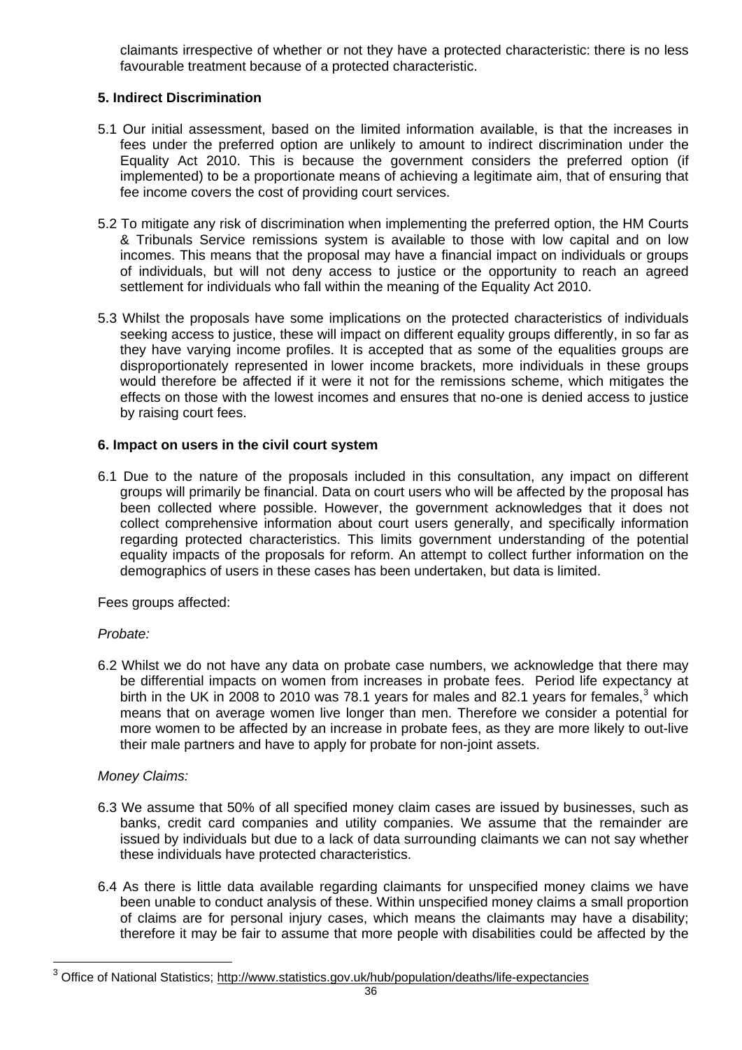claimants irrespective of whether or not they have a protected characteristic: there is no less favourable treatment because of a protected characteristic.

**5. Indirect Discrimination**

5.1 Our initial assessment, based on the limited information available, is that the increases in fees under the preferred option are unlikely to amount to indirect discrimination under the Equality Act 2010. This is because the government considers the preferred option (if implemented) to be a proportionate means of achieving a legitimate aim, that of ensuring that fee income covers the cost of providing court services.

5.2 To mitigate any risk of discrimination when implementing the preferred option, the HM Courts & Tribunals Service remissions system is available to those with low capital and on low incomes. This means that the proposal may have a financial impact on individuals or groups of individuals, but will not deny access to justice or the opportunity to reach an agreed settlement for individuals who fall within the meaning of the Equality Act 2010.

5.3 Whilst the proposals have some implications on the protected characteristics of individuals seeking access to justice, these will impact on different equality groups differently, in so far as they have varying income profiles. It is accepted that as some of the equalities groups are disproportionately represented in lower income brackets, more individuals in these groups would therefore be affected if it were it not for the remissions scheme, which mitigates the effects on those with the lowest incomes and ensures that no-one is denied access to justice by raising court fees.

**6. Impact on users in the civil court system**

6.1 Due to the nature of the proposals included in this consultation, any impact on different groups will primarily be financial. Data on court users who will be affected by the proposal has been collected where possible. However, the government acknowledges that it does not collect comprehensive information about court users generally, and specifically information regarding protected characteristics. This limits government understanding of the potential equality impacts of the proposals for reform. An attempt to collect further information on the demographics of users in these cases has been undertaken, but data is limited.

Fees groups affected:

*Probate:*

6.2 Whilst we do not have any data on probate case numbers, we acknowledge that there may be differential impacts on women from increases in probate fees. Period life expectancy at birth in the UK in 2008 to 2010 was 78.1 years for males and 82.1 years for females,[3] which means that on average women live longer than men. Therefore we consider a potential for more women to be affected by an increase in probate fees, as they are more likely to out-live their male partners and have to apply for probate for non-joint assets.

*Money Claims:*

6.3 We assume that 50% of all specified money claim cases are issued by businesses, such as banks, credit card companies and utility companies. We assume that the remainder are issued by individuals but due to a lack of data surrounding claimants we can not say whether these individuals have protected characteristics.

6.4 As there is little data available regarding claimants for unspecified money claims we have been unable to conduct analysis of these. Within unspecified money claims a small proportion of claims are for personal injury cases, which means the claimants may have a disability; therefore it may be fair to assume that more people with disabilities could be affected by the

[3] Office of National Statistics; http://www.statistics.gov.uk/hub/population/deaths/life-expectancies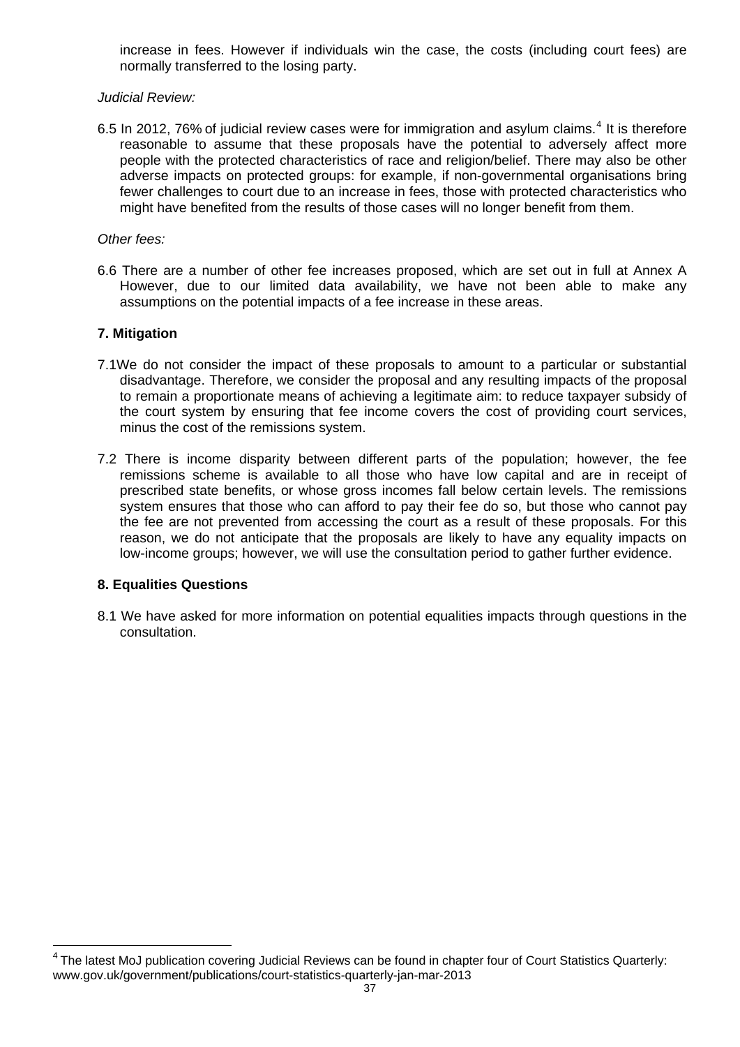increase in fees. However if individuals win the case, the costs (including court fees) are normally transferred to the losing party.

*Judicial Review:*

6.5 In 2012, 76% of judicial review cases were for immigration and asylum claims.[4] It is therefore reasonable to assume that these proposals have the potential to adversely affect more people with the protected characteristics of race and religion/belief. There may also be other adverse impacts on protected groups: for example, if non-governmental organisations bring fewer challenges to court due to an increase in fees, those with protected characteristics who might have benefited from the results of those cases will no longer benefit from them.

*Other fees:*

6.6 There are a number of other fee increases proposed, which are set out in full at Annex A However, due to our limited data availability, we have not been able to make any assumptions on the potential impacts of a fee increase in these areas.

**7. Mitigation**

7.1We do not consider the impact of these proposals to amount to a particular or substantial disadvantage. Therefore, we consider the proposal and any resulting impacts of the proposal to remain a proportionate means of achieving a legitimate aim: to reduce taxpayer subsidy of the court system by ensuring that fee income covers the cost of providing court services, minus the cost of the remissions system.

7.2 There is income disparity between different parts of the population; however, the fee remissions scheme is available to all those who have low capital and are in receipt of prescribed state benefits, or whose gross incomes fall below certain levels. The remissions system ensures that those who can afford to pay their fee do so, but those who cannot pay the fee are not prevented from accessing the court as a result of these proposals. For this reason, we do not anticipate that the proposals are likely to have any equality impacts on low-income groups; however, we will use the consultation period to gather further evidence.

**8. Equalities Questions**

8.1 We have asked for more information on potential equalities impacts through questions in the consultation.

---

[4] The latest MoJ publication covering Judicial Reviews can be found in chapter four of Court Statistics Quarterly: www.gov.uk/government/publications/court-statistics-quarterly-jan-mar-2013